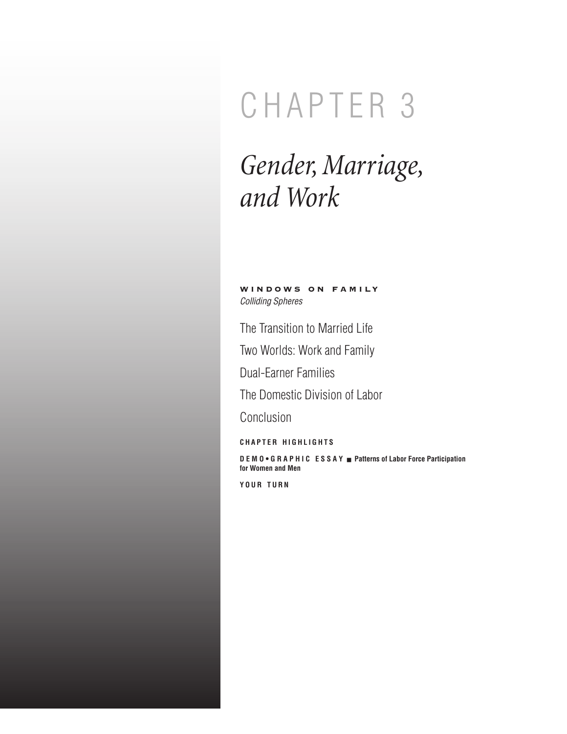# CHAPTER 3

## *Gender, Marriage, and Work*

**WINDOWS ON FAMILY**
*Colliding Spheres*

The Transition to Married Life

Two Worlds: Work and Family

Dual-Earner Families

The Domestic Division of Labor

Conclusion

**CHAPTER HIGHLIGHTS**

**DEMO•GRAPHIC ESSAY ■ Patterns of Labor Force Participation for Women and Men**

**YOUR TURN**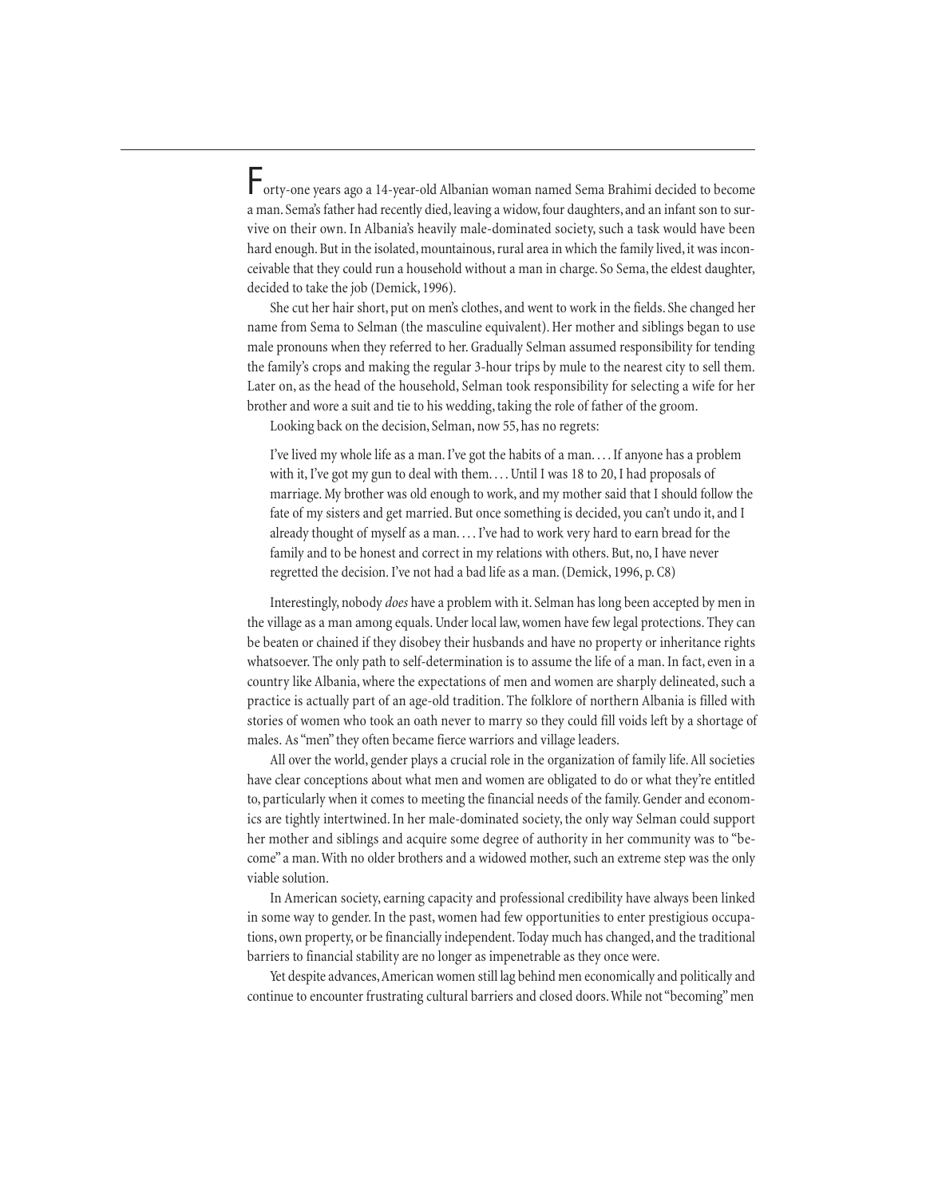Forty-one years ago a 14-year-old Albanian woman named Sema Brahimi decided to become a man. Sema's father had recently died, leaving a widow, four daughters, and an infant son to survive on their own. In Albania's heavily male-dominated society, such a task would have been hard enough. But in the isolated, mountainous, rural area in which the family lived, it was inconceivable that they could run a household without a man in charge. So Sema, the eldest daughter, decided to take the job (Demick, 1996).

She cut her hair short, put on men's clothes, and went to work in the fields. She changed her name from Sema to Selman (the masculine equivalent). Her mother and siblings began to use male pronouns when they referred to her. Gradually Selman assumed responsibility for tending the family's crops and making the regular 3-hour trips by mule to the nearest city to sell them. Later on, as the head of the household, Selman took responsibility for selecting a wife for her brother and wore a suit and tie to his wedding, taking the role of father of the groom.

Looking back on the decision, Selman, now 55, has no regrets:

> I've lived my whole life as a man. I've got the habits of a man. . . . If anyone has a problem with it, I've got my gun to deal with them. . . . Until I was 18 to 20, I had proposals of marriage. My brother was old enough to work, and my mother said that I should follow the fate of my sisters and get married. But once something is decided, you can't undo it, and I already thought of myself as a man. . . . I've had to work very hard to earn bread for the family and to be honest and correct in my relations with others. But, no, I have never regretted the decision. I've not had a bad life as a man. (Demick, 1996, p. C8)

Interestingly, nobody *does* have a problem with it. Selman has long been accepted by men in the village as a man among equals. Under local law, women have few legal protections. They can be beaten or chained if they disobey their husbands and have no property or inheritance rights whatsoever. The only path to self-determination is to assume the life of a man. In fact, even in a country like Albania, where the expectations of men and women are sharply delineated, such a practice is actually part of an age-old tradition. The folklore of northern Albania is filled with stories of women who took an oath never to marry so they could fill voids left by a shortage of males. As "men" they often became fierce warriors and village leaders.

All over the world, gender plays a crucial role in the organization of family life. All societies have clear conceptions about what men and women are obligated to do or what they're entitled to, particularly when it comes to meeting the financial needs of the family. Gender and economics are tightly intertwined. In her male-dominated society, the only way Selman could support her mother and siblings and acquire some degree of authority in her community was to "become" a man. With no older brothers and a widowed mother, such an extreme step was the only viable solution.

In American society, earning capacity and professional credibility have always been linked in some way to gender. In the past, women had few opportunities to enter prestigious occupations, own property, or be financially independent. Today much has changed, and the traditional barriers to financial stability are no longer as impenetrable as they once were.

Yet despite advances, American women still lag behind men economically and politically and continue to encounter frustrating cultural barriers and closed doors. While not "becoming" men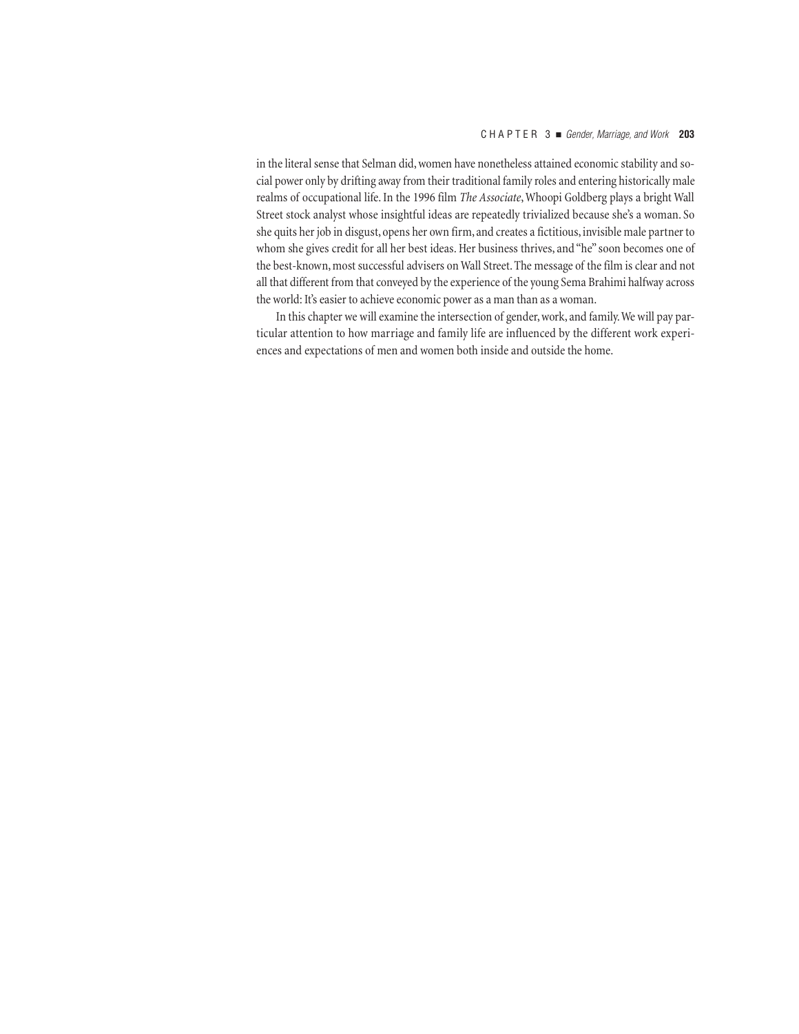in the literal sense that Selman did, women have nonetheless attained economic stability and social power only by drifting away from their traditional family roles and entering historically male realms of occupational life. In the 1996 film *The Associate*, Whoopi Goldberg plays a bright Wall Street stock analyst whose insightful ideas are repeatedly trivialized because she's a woman. So she quits her job in disgust, opens her own firm, and creates a fictitious, invisible male partner to whom she gives credit for all her best ideas. Her business thrives, and "he" soon becomes one of the best-known, most successful advisers on Wall Street. The message of the film is clear and not all that different from that conveyed by the experience of the young Sema Brahimi halfway across the world: It's easier to achieve economic power as a man than as a woman.

In this chapter we will examine the intersection of gender, work, and family. We will pay particular attention to how marriage and family life are influenced by the different work experiences and expectations of men and women both inside and outside the home.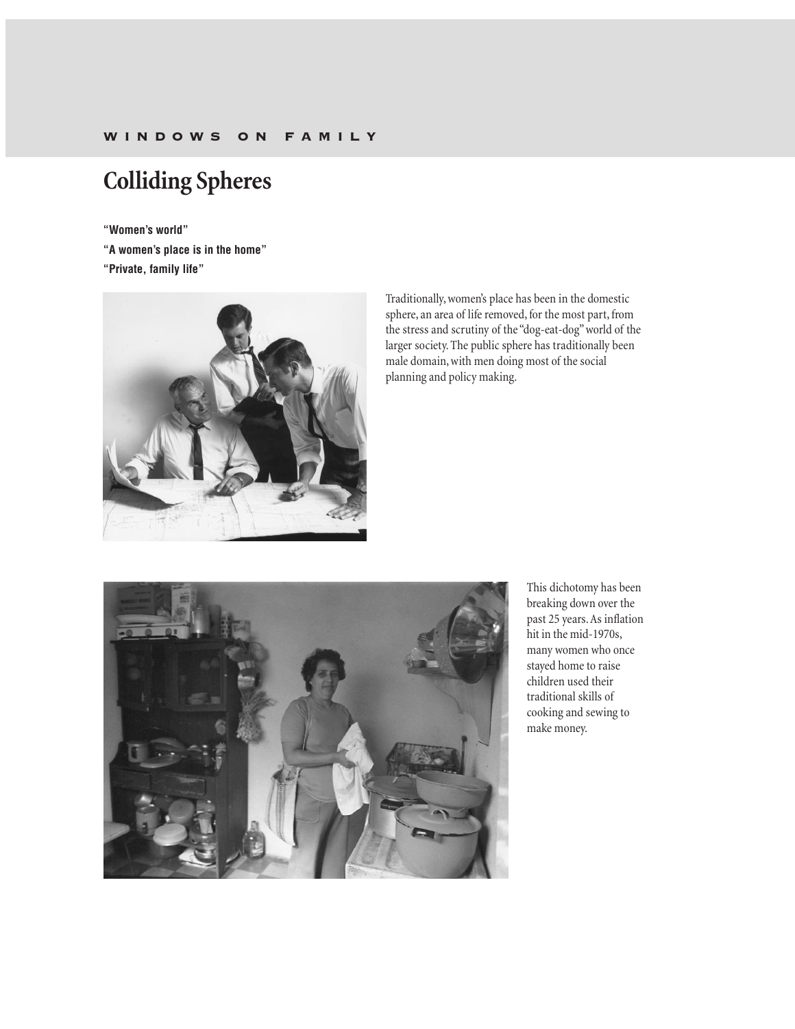WINDOWS ON FAMILY

# Colliding Spheres

**"Women's world"**
**"A women's place is in the home"**
**"Private, family life"**

Traditionally, women's place has been in the domestic sphere, an area of life removed, for the most part, from the stress and scrutiny of the "dog-eat-dog" world of the larger society. The public sphere has traditionally been male domain, with men doing most of the social planning and policy making.

This dichotomy has been breaking down over the past 25 years. As inflation hit in the mid-1970s, many women who once stayed home to raise children used their traditional skills of cooking and sewing to make money.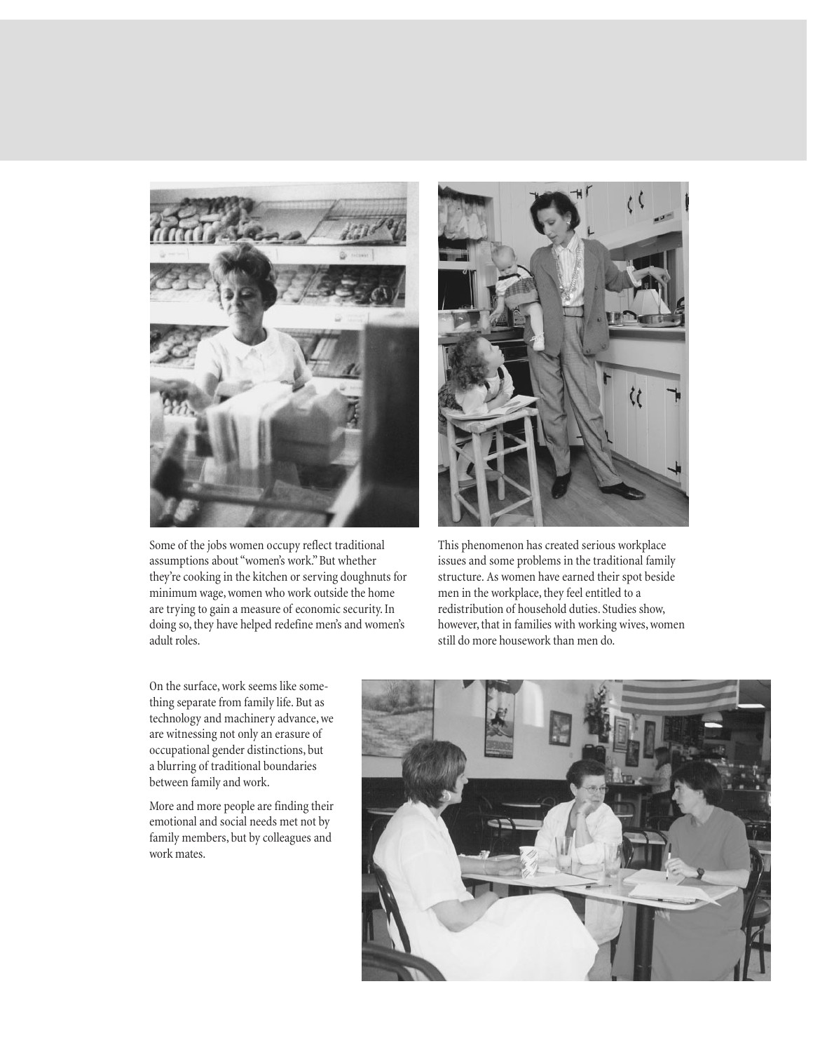Some of the jobs women occupy reflect traditional assumptions about "women's work." But whether they're cooking in the kitchen or serving doughnuts for minimum wage, women who work outside the home are trying to gain a measure of economic security. In doing so, they have helped redefine men's and women's adult roles.

This phenomenon has created serious workplace issues and some problems in the traditional family structure. As women have earned their spot beside men in the workplace, they feel entitled to a redistribution of household duties. Studies show, however, that in families with working wives, women still do more housework than men do.

On the surface, work seems like something separate from family life. But as technology and machinery advance, we are witnessing not only an erasure of occupational gender distinctions, but a blurring of traditional boundaries between family and work.

More and more people are finding their emotional and social needs met not by family members, but by colleagues and work mates.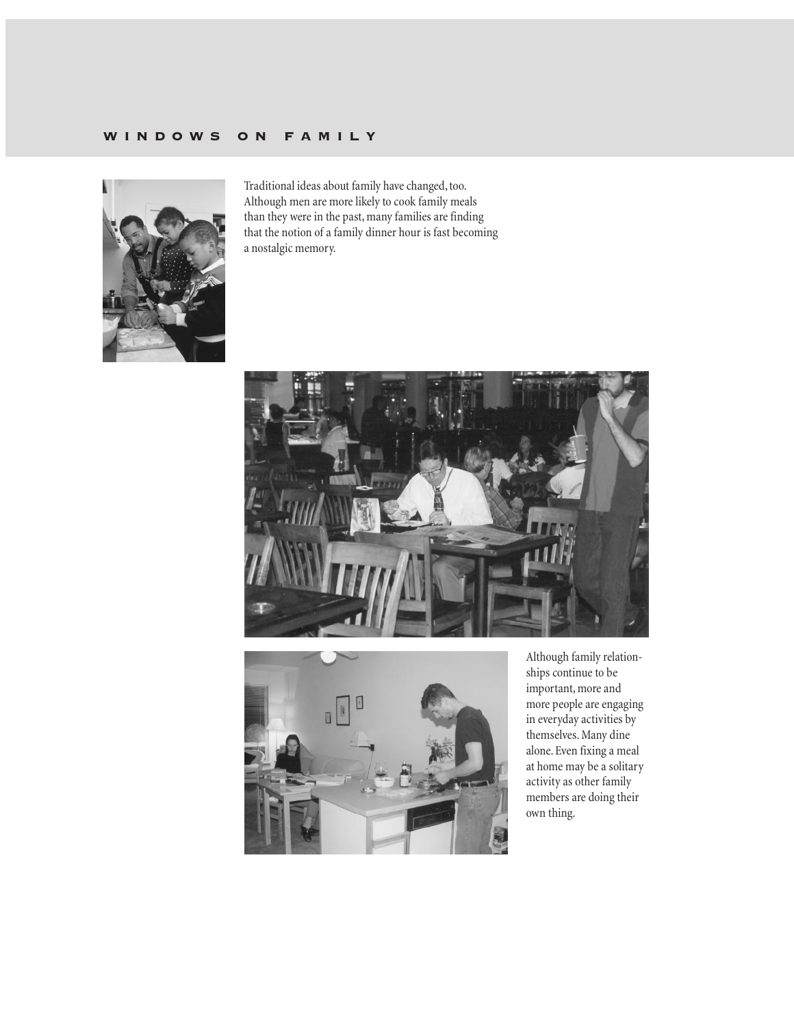## WINDOWS ON FAMILY

Traditional ideas about family have changed, too. Although men are more likely to cook family meals than they were in the past, many families are finding that the notion of a family dinner hour is fast becoming a nostalgic memory.

Although family relationships continue to be important, more and more people are engaging in everyday activities by themselves. Many dine alone. Even fixing a meal at home may be a solitary activity as other family members are doing their own thing.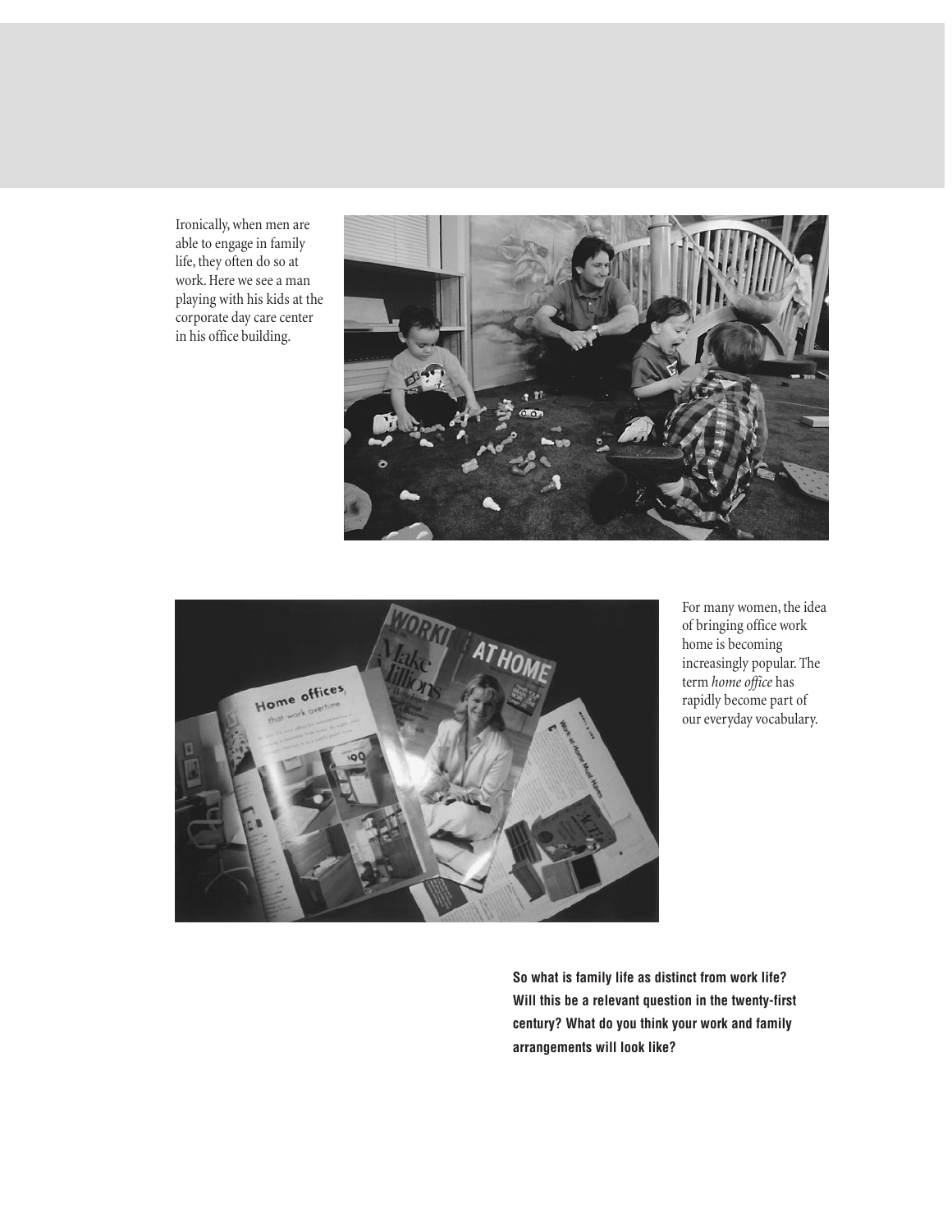Ironically, when men are able to engage in family life, they often do so at work. Here we see a man playing with his kids at the corporate day care center in his office building.

For many women, the idea of bringing office work home is becoming increasingly popular. The term *home office* has rapidly become part of our everyday vocabulary.

**So what is family life as distinct from work life? Will this be a relevant question in the twenty-first century? What do you think your work and family arrangements will look like?**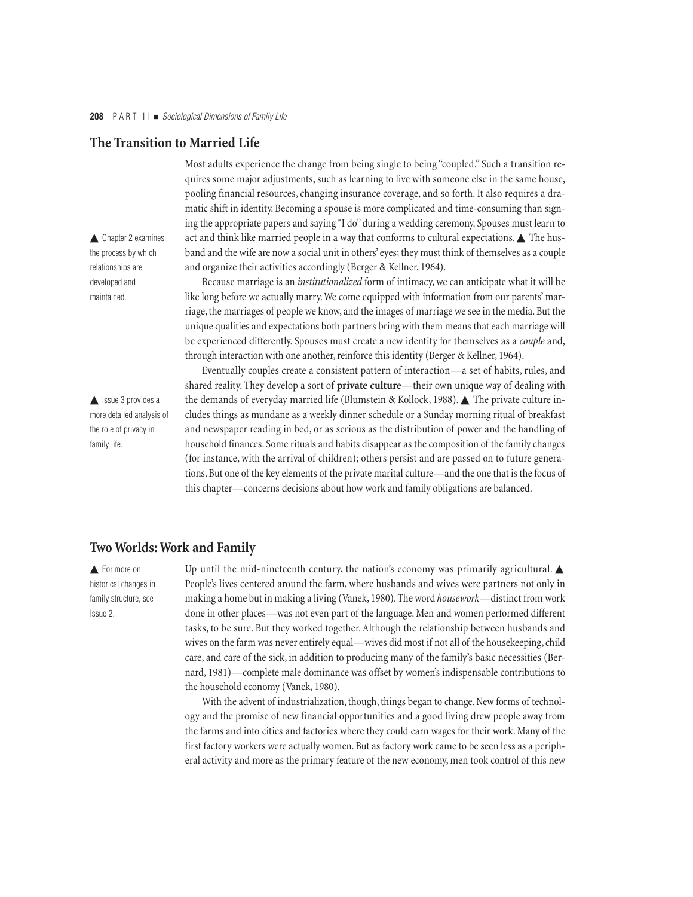## The Transition to Married Life

Most adults experience the change from being single to being "coupled." Such a transition requires some major adjustments, such as learning to live with someone else in the same house, pooling financial resources, changing insurance coverage, and so forth. It also requires a dramatic shift in identity. Becoming a spouse is more complicated and time-consuming than signing the appropriate papers and saying "I do" during a wedding ceremony. Spouses must learn to act and think like married people in a way that conforms to cultural expectations. ▲ The husband and the wife are now a social unit in others' eyes; they must think of themselves as a couple and organize their activities accordingly (Berger & Kellner, 1964).

▲ Chapter 2 examines the process by which relationships are developed and maintained.

Because marriage is an *institutionalized* form of intimacy, we can anticipate what it will be like long before we actually marry. We come equipped with information from our parents' marriage, the marriages of people we know, and the images of marriage we see in the media. But the unique qualities and expectations both partners bring with them means that each marriage will be experienced differently. Spouses must create a new identity for themselves as a *couple* and, through interaction with one another, reinforce this identity (Berger & Kellner, 1964).

Eventually couples create a consistent pattern of interaction—a set of habits, rules, and shared reality. They develop a sort of **private culture**—their own unique way of dealing with the demands of everyday married life (Blumstein & Kollock, 1988). ▲ The private culture includes things as mundane as a weekly dinner schedule or a Sunday morning ritual of breakfast and newspaper reading in bed, or as serious as the distribution of power and the handling of household finances. Some rituals and habits disappear as the composition of the family changes (for instance, with the arrival of children); others persist and are passed on to future generations. But one of the key elements of the private marital culture—and the one that is the focus of this chapter—concerns decisions about how work and family obligations are balanced.

▲ Issue 3 provides a more detailed analysis of the role of privacy in family life.

## Two Worlds: Work and Family

Up until the mid-nineteenth century, the nation's economy was primarily agricultural. ▲ People's lives centered around the farm, where husbands and wives were partners not only in making a home but in making a living (Vanek, 1980). The word *housework*—distinct from work done in other places—was not even part of the language. Men and women performed different tasks, to be sure. But they worked together. Although the relationship between husbands and wives on the farm was never entirely equal—wives did most if not all of the housekeeping, child care, and care of the sick, in addition to producing many of the family's basic necessities (Bernard, 1981)—complete male dominance was offset by women's indispensable contributions to the household economy (Vanek, 1980).

▲ For more on historical changes in family structure, see Issue 2.

With the advent of industrialization, though, things began to change. New forms of technology and the promise of new financial opportunities and a good living drew people away from the farms and into cities and factories where they could earn wages for their work. Many of the first factory workers were actually women. But as factory work came to be seen less as a peripheral activity and more as the primary feature of the new economy, men took control of this new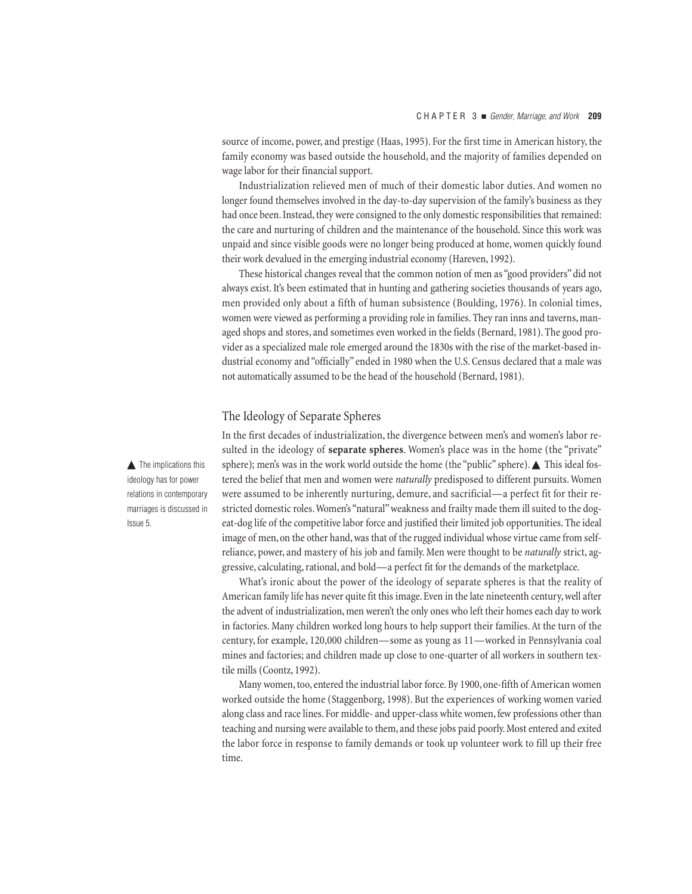source of income, power, and prestige (Haas, 1995). For the first time in American history, the family economy was based outside the household, and the majority of families depended on wage labor for their financial support.

Industrialization relieved men of much of their domestic labor duties. And women no longer found themselves involved in the day-to-day supervision of the family's business as they had once been. Instead, they were consigned to the only domestic responsibilities that remained: the care and nurturing of children and the maintenance of the household. Since this work was unpaid and since visible goods were no longer being produced at home, women quickly found their work devalued in the emerging industrial economy (Hareven, 1992).

These historical changes reveal that the common notion of men as "good providers" did not always exist. It's been estimated that in hunting and gathering societies thousands of years ago, men provided only about a fifth of human subsistence (Boulding, 1976). In colonial times, women were viewed as performing a providing role in families. They ran inns and taverns, managed shops and stores, and sometimes even worked in the fields (Bernard, 1981). The good provider as a specialized male role emerged around the 1830s with the rise of the market-based industrial economy and "officially" ended in 1980 when the U.S. Census declared that a male was not automatically assumed to be the head of the household (Bernard, 1981).

## The Ideology of Separate Spheres

In the first decades of industrialization, the divergence between men's and women's labor resulted in the ideology of **separate spheres**. Women's place was in the home (the "private" sphere); men's was in the work world outside the home (the "public" sphere). ▲ This ideal fostered the belief that men and women were *naturally* predisposed to different pursuits. Women were assumed to be inherently nurturing, demure, and sacrificial—a perfect fit for their restricted domestic roles. Women's "natural" weakness and frailty made them ill suited to the dog-eat-dog life of the competitive labor force and justified their limited job opportunities. The ideal image of men, on the other hand, was that of the rugged individual whose virtue came from self-reliance, power, and mastery of his job and family. Men were thought to be *naturally* strict, aggressive, calculating, rational, and bold—a perfect fit for the demands of the marketplace.

▲ The implications this ideology has for power relations in contemporary marriages is discussed in Issue 5.

What's ironic about the power of the ideology of separate spheres is that the reality of American family life has never quite fit this image. Even in the late nineteenth century, well after the advent of industrialization, men weren't the only ones who left their homes each day to work in factories. Many children worked long hours to help support their families. At the turn of the century, for example, 120,000 children—some as young as 11—worked in Pennsylvania coal mines and factories; and children made up close to one-quarter of all workers in southern textile mills (Coontz, 1992).

Many women, too, entered the industrial labor force. By 1900, one-fifth of American women worked outside the home (Staggenborg, 1998). But the experiences of working women varied along class and race lines. For middle- and upper-class white women, few professions other than teaching and nursing were available to them, and these jobs paid poorly. Most entered and exited the labor force in response to family demands or took up volunteer work to fill up their free time.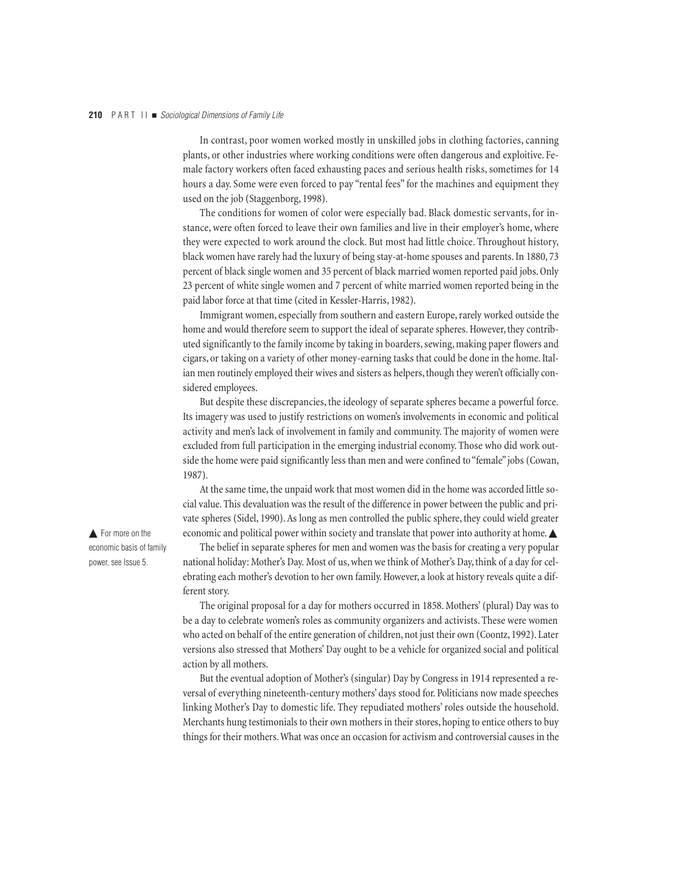In contrast, poor women worked mostly in unskilled jobs in clothing factories, canning plants, or other industries where working conditions were often dangerous and exploitive. Female factory workers often faced exhausting paces and serious health risks, sometimes for 14 hours a day. Some were even forced to pay "rental fees" for the machines and equipment they used on the job (Staggenborg, 1998).

The conditions for women of color were especially bad. Black domestic servants, for instance, were often forced to leave their own families and live in their employer's home, where they were expected to work around the clock. But most had little choice. Throughout history, black women have rarely had the luxury of being stay-at-home spouses and parents. In 1880, 73 percent of black single women and 35 percent of black married women reported paid jobs. Only 23 percent of white single women and 7 percent of white married women reported being in the paid labor force at that time (cited in Kessler-Harris, 1982).

Immigrant women, especially from southern and eastern Europe, rarely worked outside the home and would therefore seem to support the ideal of separate spheres. However, they contributed significantly to the family income by taking in boarders, sewing, making paper flowers and cigars, or taking on a variety of other money-earning tasks that could be done in the home. Italian men routinely employed their wives and sisters as helpers, though they weren't officially considered employees.

But despite these discrepancies, the ideology of separate spheres became a powerful force. Its imagery was used to justify restrictions on women's involvements in economic and political activity and men's lack of involvement in family and community. The majority of women were excluded from full participation in the emerging industrial economy. Those who did work outside the home were paid significantly less than men and were confined to "female" jobs (Cowan, 1987).

At the same time, the unpaid work that most women did in the home was accorded little social value. This devaluation was the result of the difference in power between the public and private spheres (Sidel, 1990). As long as men controlled the public sphere, they could wield greater economic and political power within society and translate that power into authority at home. ▲

▲ For more on the economic basis of family power, see Issue 5.

The belief in separate spheres for men and women was the basis for creating a very popular national holiday: Mother's Day. Most of us, when we think of Mother's Day, think of a day for celebrating each mother's devotion to her own family. However, a look at history reveals quite a different story.

The original proposal for a day for mothers occurred in 1858. Mothers' (plural) Day was to be a day to celebrate women's roles as community organizers and activists. These were women who acted on behalf of the entire generation of children, not just their own (Coontz, 1992). Later versions also stressed that Mothers' Day ought to be a vehicle for organized social and political action by all mothers.

But the eventual adoption of Mother's (singular) Day by Congress in 1914 represented a reversal of everything nineteenth-century mothers' days stood for. Politicians now made speeches linking Mother's Day to domestic life. They repudiated mothers' roles outside the household. Merchants hung testimonials to their own mothers in their stores, hoping to entice others to buy things for their mothers. What was once an occasion for activism and controversial causes in the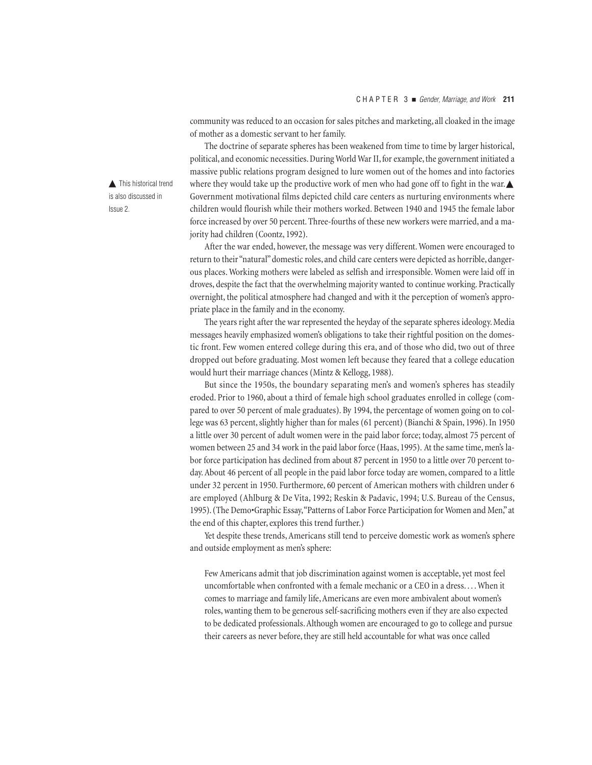community was reduced to an occasion for sales pitches and marketing, all cloaked in the image of mother as a domestic servant to her family.

The doctrine of separate spheres has been weakened from time to time by larger historical, political, and economic necessities. During World War II, for example, the government initiated a massive public relations program designed to lure women out of the homes and into factories where they would take up the productive work of men who had gone off to fight in the war.▲ Government motivational films depicted child care centers as nurturing environments where children would flourish while their mothers worked. Between 1940 and 1945 the female labor force increased by over 50 percent. Three-fourths of these new workers were married, and a majority had children (Coontz, 1992).

▲ This historical trend is also discussed in Issue 2.

After the war ended, however, the message was very different. Women were encouraged to return to their "natural" domestic roles, and child care centers were depicted as horrible, dangerous places. Working mothers were labeled as selfish and irresponsible. Women were laid off in droves, despite the fact that the overwhelming majority wanted to continue working. Practically overnight, the political atmosphere had changed and with it the perception of women's appropriate place in the family and in the economy.

The years right after the war represented the heyday of the separate spheres ideology. Media messages heavily emphasized women's obligations to take their rightful position on the domestic front. Few women entered college during this era, and of those who did, two out of three dropped out before graduating. Most women left because they feared that a college education would hurt their marriage chances (Mintz & Kellogg, 1988).

But since the 1950s, the boundary separating men's and women's spheres has steadily eroded. Prior to 1960, about a third of female high school graduates enrolled in college (compared to over 50 percent of male graduates). By 1994, the percentage of women going on to college was 63 percent, slightly higher than for males (61 percent) (Bianchi & Spain, 1996). In 1950 a little over 30 percent of adult women were in the paid labor force; today, almost 75 percent of women between 25 and 34 work in the paid labor force (Haas, 1995). At the same time, men's labor force participation has declined from about 87 percent in 1950 to a little over 70 percent today. About 46 percent of all people in the paid labor force today are women, compared to a little under 32 percent in 1950. Furthermore, 60 percent of American mothers with children under 6 are employed (Ahlburg & De Vita, 1992; Reskin & Padavic, 1994; U.S. Bureau of the Census, 1995). (The Demo•Graphic Essay, "Patterns of Labor Force Participation for Women and Men," at the end of this chapter, explores this trend further.)

Yet despite these trends, Americans still tend to perceive domestic work as women's sphere and outside employment as men's sphere:

> Few Americans admit that job discrimination against women is acceptable, yet most feel uncomfortable when confronted with a female mechanic or a CEO in a dress. . . . When it comes to marriage and family life, Americans are even more ambivalent about women's roles, wanting them to be generous self-sacrificing mothers even if they are also expected to be dedicated professionals. Although women are encouraged to go to college and pursue their careers as never before, they are still held accountable for what was once called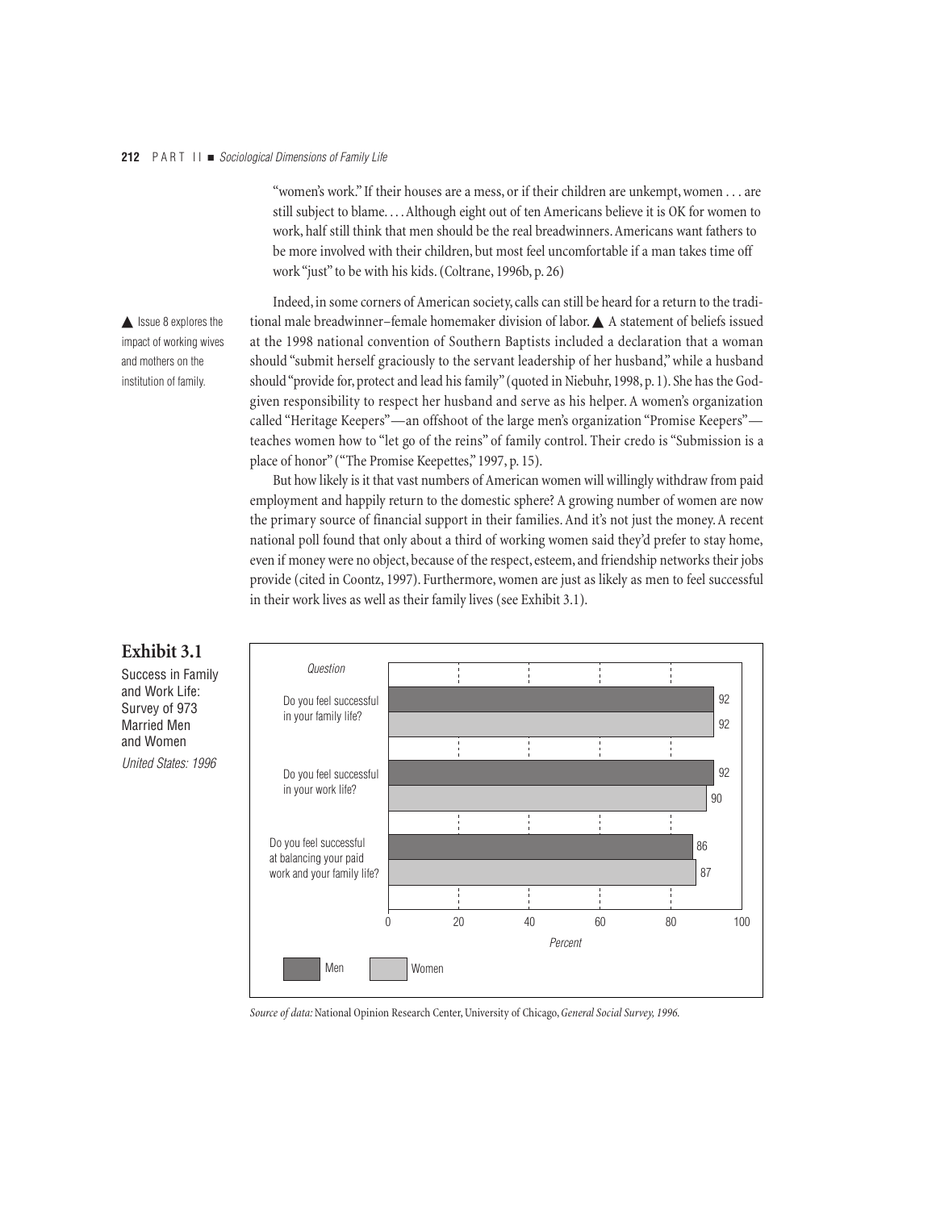"women's work." If their houses are a mess, or if their children are unkempt, women . . . are still subject to blame. . . . Although eight out of ten Americans believe it is OK for women to work, half still think that men should be the real breadwinners. Americans want fathers to be more involved with their children, but most feel uncomfortable if a man takes time off work "just" to be with his kids. (Coltrane, 1996b, p. 26)

▲ Issue 8 explores the impact of working wives and mothers on the institution of family.

Indeed, in some corners of American society, calls can still be heard for a return to the traditional male breadwinner–female homemaker division of labor. ▲ A statement of beliefs issued at the 1998 national convention of Southern Baptists included a declaration that a woman should "submit herself graciously to the servant leadership of her husband," while a husband should "provide for, protect and lead his family" (quoted in Niebuhr, 1998, p. 1). She has the God-given responsibility to respect her husband and serve as his helper. A women's organization called "Heritage Keepers"—an offshoot of the large men's organization "Promise Keepers"—teaches women how to "let go of the reins" of family control. Their credo is "Submission is a place of honor" ("The Promise Keepettes," 1997, p. 15).

But how likely is it that vast numbers of American women will willingly withdraw from paid employment and happily return to the domestic sphere? A growing number of women are now the primary source of financial support in their families. And it's not just the money. A recent national poll found that only about a third of working women said they'd prefer to stay home, even if money were no object, because of the respect, esteem, and friendship networks their jobs provide (cited in Coontz, 1997). Furthermore, women are just as likely as men to feel successful in their work lives as well as their family lives (see Exhibit 3.1).

**Exhibit 3.1**

Success in Family and Work Life: Survey of 973 Married Men and Women

*United States: 1996*

*Question*

Do you feel successful in your family life?
92
92

Do you feel successful in your work life?
92
90

Do you feel successful at balancing your paid work and your family life?
86
87

0 20 40 60 80 100

*Percent*

Men Women

*Source of data:* National Opinion Research Center, University of Chicago, *General Social Survey, 1996.*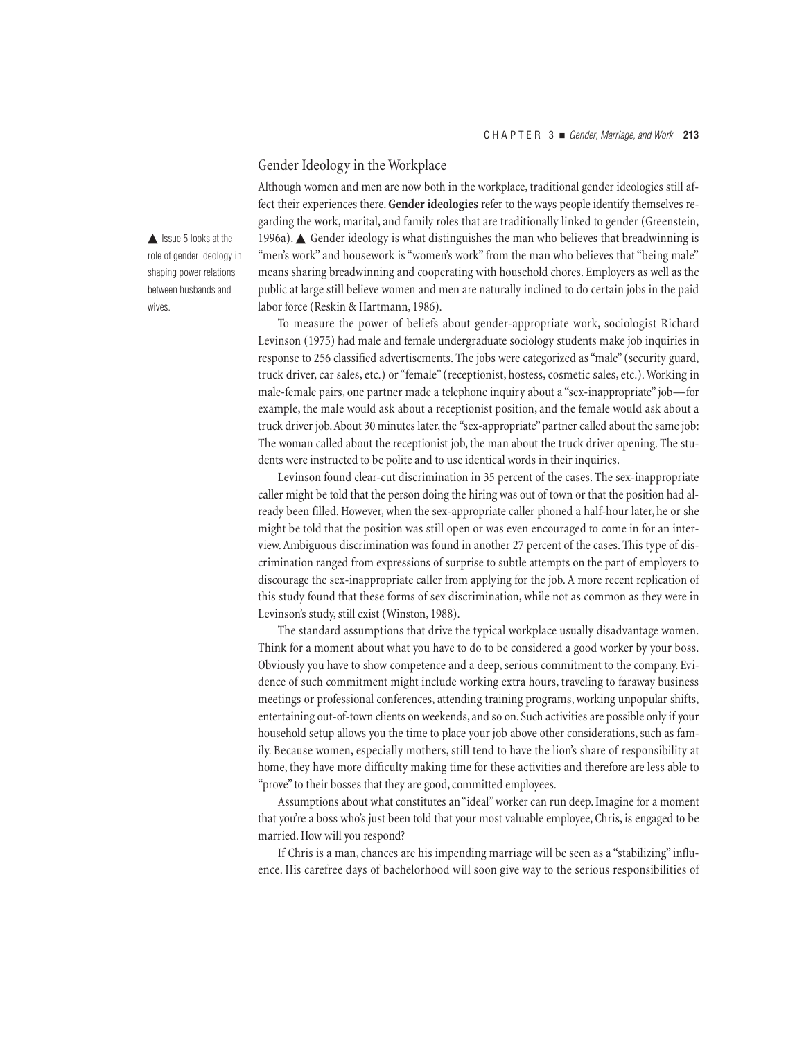## Gender Ideology in the Workplace

Although women and men are now both in the workplace, traditional gender ideologies still affect their experiences there. **Gender ideologies** refer to the ways people identify themselves regarding the work, marital, and family roles that are traditionally linked to gender (Greenstein, 1996a). ▲ Gender ideology is what distinguishes the man who believes that breadwinning is "men's work" and housework is "women's work" from the man who believes that "being male" means sharing breadwinning and cooperating with household chores. Employers as well as the public at large still believe women and men are naturally inclined to do certain jobs in the paid labor force (Reskin & Hartmann, 1986).

▲ Issue 5 looks at the role of gender ideology in shaping power relations between husbands and wives.

To measure the power of beliefs about gender-appropriate work, sociologist Richard Levinson (1975) had male and female undergraduate sociology students make job inquiries in response to 256 classified advertisements. The jobs were categorized as "male" (security guard, truck driver, car sales, etc.) or "female" (receptionist, hostess, cosmetic sales, etc.). Working in male-female pairs, one partner made a telephone inquiry about a "sex-inappropriate" job—for example, the male would ask about a receptionist position, and the female would ask about a truck driver job. About 30 minutes later, the "sex-appropriate" partner called about the same job: The woman called about the receptionist job, the man about the truck driver opening. The students were instructed to be polite and to use identical words in their inquiries.

Levinson found clear-cut discrimination in 35 percent of the cases. The sex-inappropriate caller might be told that the person doing the hiring was out of town or that the position had already been filled. However, when the sex-appropriate caller phoned a half-hour later, he or she might be told that the position was still open or was even encouraged to come in for an interview. Ambiguous discrimination was found in another 27 percent of the cases. This type of discrimination ranged from expressions of surprise to subtle attempts on the part of employers to discourage the sex-inappropriate caller from applying for the job. A more recent replication of this study found that these forms of sex discrimination, while not as common as they were in Levinson's study, still exist (Winston, 1988).

The standard assumptions that drive the typical workplace usually disadvantage women. Think for a moment about what you have to do to be considered a good worker by your boss. Obviously you have to show competence and a deep, serious commitment to the company. Evidence of such commitment might include working extra hours, traveling to faraway business meetings or professional conferences, attending training programs, working unpopular shifts, entertaining out-of-town clients on weekends, and so on. Such activities are possible only if your household setup allows you the time to place your job above other considerations, such as family. Because women, especially mothers, still tend to have the lion's share of responsibility at home, they have more difficulty making time for these activities and therefore are less able to "prove" to their bosses that they are good, committed employees.

Assumptions about what constitutes an "ideal" worker can run deep. Imagine for a moment that you're a boss who's just been told that your most valuable employee, Chris, is engaged to be married. How will you respond?

If Chris is a man, chances are his impending marriage will be seen as a "stabilizing" influence. His carefree days of bachelorhood will soon give way to the serious responsibilities of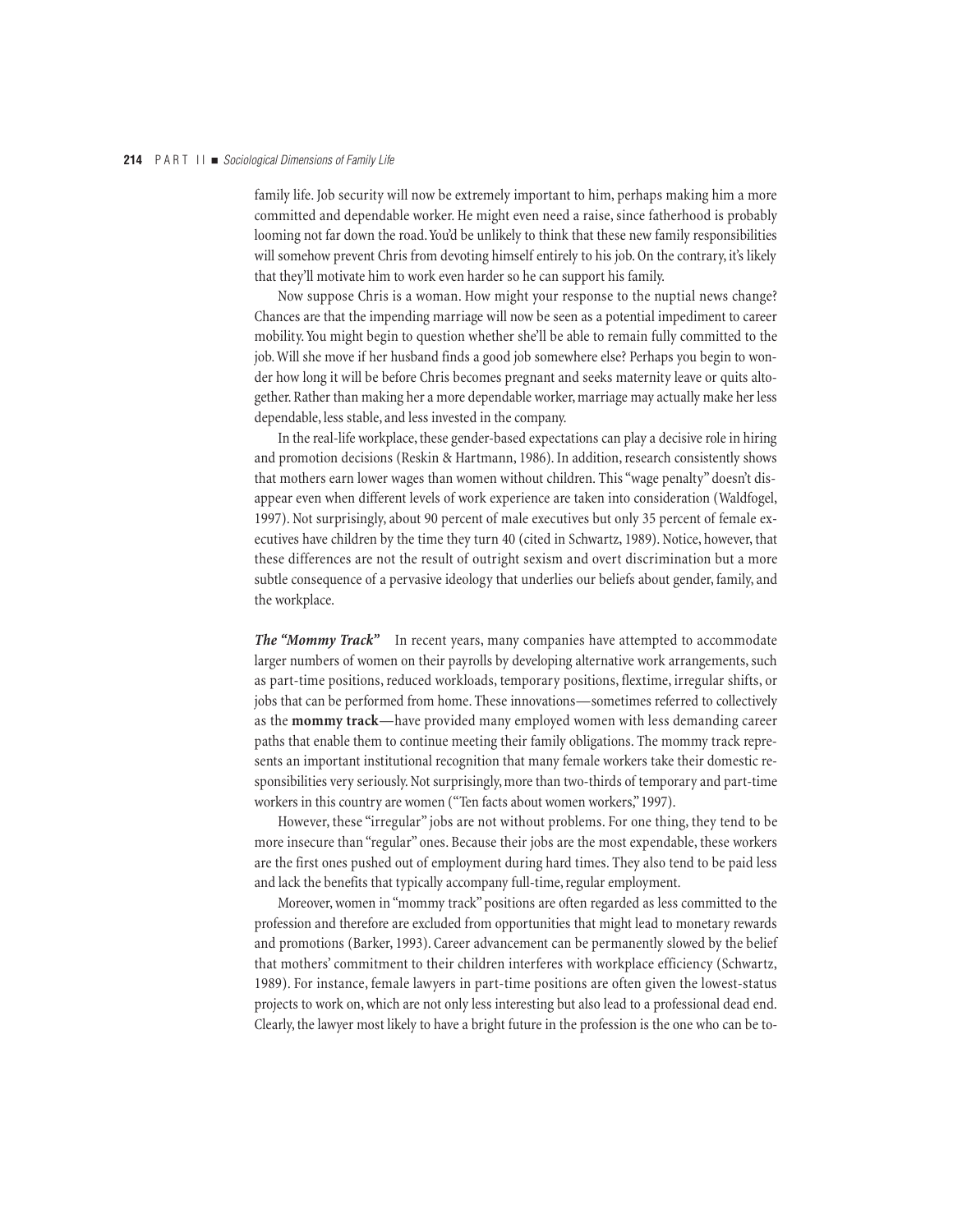family life. Job security will now be extremely important to him, perhaps making him a more committed and dependable worker. He might even need a raise, since fatherhood is probably looming not far down the road. You'd be unlikely to think that these new family responsibilities will somehow prevent Chris from devoting himself entirely to his job. On the contrary, it's likely that they'll motivate him to work even harder so he can support his family.

Now suppose Chris is a woman. How might your response to the nuptial news change? Chances are that the impending marriage will now be seen as a potential impediment to career mobility. You might begin to question whether she'll be able to remain fully committed to the job. Will she move if her husband finds a good job somewhere else? Perhaps you begin to wonder how long it will be before Chris becomes pregnant and seeks maternity leave or quits altogether. Rather than making her a more dependable worker, marriage may actually make her less dependable, less stable, and less invested in the company.

In the real-life workplace, these gender-based expectations can play a decisive role in hiring and promotion decisions (Reskin & Hartmann, 1986). In addition, research consistently shows that mothers earn lower wages than women without children. This "wage penalty" doesn't disappear even when different levels of work experience are taken into consideration (Waldfogel, 1997). Not surprisingly, about 90 percent of male executives but only 35 percent of female executives have children by the time they turn 40 (cited in Schwartz, 1989). Notice, however, that these differences are not the result of outright sexism and overt discrimination but a more subtle consequence of a pervasive ideology that underlies our beliefs about gender, family, and the workplace.

***The "Mommy Track"*** In recent years, many companies have attempted to accommodate larger numbers of women on their payrolls by developing alternative work arrangements, such as part-time positions, reduced workloads, temporary positions, flextime, irregular shifts, or jobs that can be performed from home. These innovations—sometimes referred to collectively as the **mommy track**—have provided many employed women with less demanding career paths that enable them to continue meeting their family obligations. The mommy track represents an important institutional recognition that many female workers take their domestic responsibilities very seriously. Not surprisingly, more than two-thirds of temporary and part-time workers in this country are women ("Ten facts about women workers," 1997).

However, these "irregular" jobs are not without problems. For one thing, they tend to be more insecure than "regular" ones. Because their jobs are the most expendable, these workers are the first ones pushed out of employment during hard times. They also tend to be paid less and lack the benefits that typically accompany full-time, regular employment.

Moreover, women in "mommy track" positions are often regarded as less committed to the profession and therefore are excluded from opportunities that might lead to monetary rewards and promotions (Barker, 1993). Career advancement can be permanently slowed by the belief that mothers' commitment to their children interferes with workplace efficiency (Schwartz, 1989). For instance, female lawyers in part-time positions are often given the lowest-status projects to work on, which are not only less interesting but also lead to a professional dead end. Clearly, the lawyer most likely to have a bright future in the profession is the one who can be to-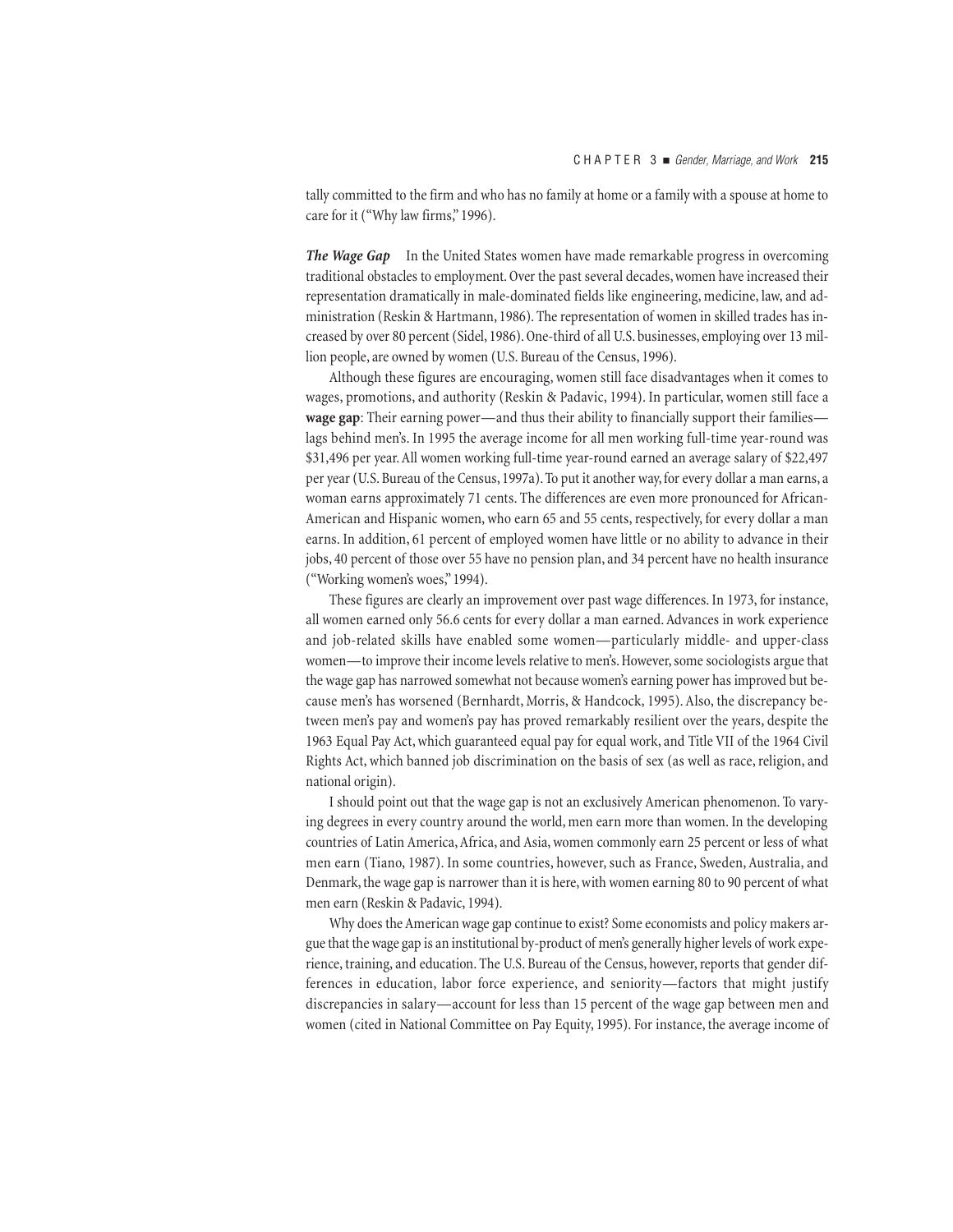tally committed to the firm and who has no family at home or a family with a spouse at home to care for it ("Why law firms," 1996).

***The Wage Gap*** In the United States women have made remarkable progress in overcoming traditional obstacles to employment. Over the past several decades, women have increased their representation dramatically in male-dominated fields like engineering, medicine, law, and administration (Reskin & Hartmann, 1986). The representation of women in skilled trades has increased by over 80 percent (Sidel, 1986). One-third of all U.S. businesses, employing over 13 million people, are owned by women (U.S. Bureau of the Census, 1996).

Although these figures are encouraging, women still face disadvantages when it comes to wages, promotions, and authority (Reskin & Padavic, 1994). In particular, women still face a **wage gap**: Their earning power—and thus their ability to financially support their families—lags behind men's. In 1995 the average income for all men working full-time year-round was $31,496 per year. All women working full-time year-round earned an average salary of $22,497 per year (U.S. Bureau of the Census, 1997a). To put it another way, for every dollar a man earns, a woman earns approximately 71 cents. The differences are even more pronounced for African-American and Hispanic women, who earn 65 and 55 cents, respectively, for every dollar a man earns. In addition, 61 percent of employed women have little or no ability to advance in their jobs, 40 percent of those over 55 have no pension plan, and 34 percent have no health insurance ("Working women's woes," 1994).

These figures are clearly an improvement over past wage differences. In 1973, for instance, all women earned only 56.6 cents for every dollar a man earned. Advances in work experience and job-related skills have enabled some women—particularly middle- and upper-class women—to improve their income levels relative to men's. However, some sociologists argue that the wage gap has narrowed somewhat not because women's earning power has improved but because men's has worsened (Bernhardt, Morris, & Handcock, 1995). Also, the discrepancy between men's pay and women's pay has proved remarkably resilient over the years, despite the 1963 Equal Pay Act, which guaranteed equal pay for equal work, and Title VII of the 1964 Civil Rights Act, which banned job discrimination on the basis of sex (as well as race, religion, and national origin).

I should point out that the wage gap is not an exclusively American phenomenon. To varying degrees in every country around the world, men earn more than women. In the developing countries of Latin America, Africa, and Asia, women commonly earn 25 percent or less of what men earn (Tiano, 1987). In some countries, however, such as France, Sweden, Australia, and Denmark, the wage gap is narrower than it is here, with women earning 80 to 90 percent of what men earn (Reskin & Padavic, 1994).

Why does the American wage gap continue to exist? Some economists and policy makers argue that the wage gap is an institutional by-product of men's generally higher levels of work experience, training, and education. The U.S. Bureau of the Census, however, reports that gender differences in education, labor force experience, and seniority—factors that might justify discrepancies in salary—account for less than 15 percent of the wage gap between men and women (cited in National Committee on Pay Equity, 1995). For instance, the average income of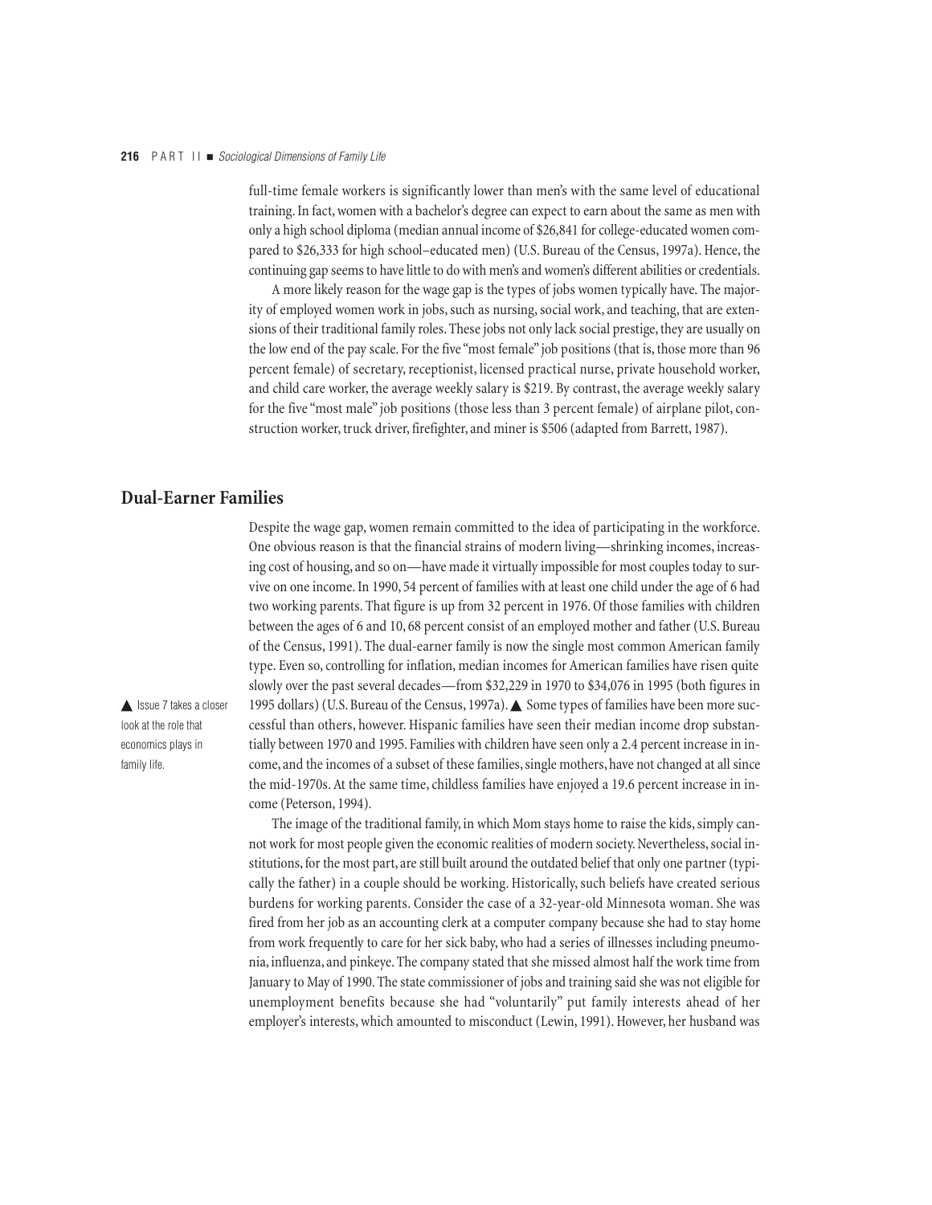full-time female workers is significantly lower than men's with the same level of educational training. In fact, women with a bachelor's degree can expect to earn about the same as men with only a high school diploma (median annual income of $26,841 for college-educated women compared to $26,333 for high school–educated men) (U.S. Bureau of the Census, 1997a). Hence, the continuing gap seems to have little to do with men's and women's different abilities or credentials.

A more likely reason for the wage gap is the types of jobs women typically have. The majority of employed women work in jobs, such as nursing, social work, and teaching, that are extensions of their traditional family roles. These jobs not only lack social prestige, they are usually on the low end of the pay scale. For the five "most female" job positions (that is, those more than 96 percent female) of secretary, receptionist, licensed practical nurse, private household worker, and child care worker, the average weekly salary is $219. By contrast, the average weekly salary for the five "most male" job positions (those less than 3 percent female) of airplane pilot, construction worker, truck driver, firefighter, and miner is $506 (adapted from Barrett, 1987).

## Dual-Earner Families

Despite the wage gap, women remain committed to the idea of participating in the workforce. One obvious reason is that the financial strains of modern living—shrinking incomes, increasing cost of housing, and so on—have made it virtually impossible for most couples today to survive on one income. In 1990, 54 percent of families with at least one child under the age of 6 had two working parents. That figure is up from 32 percent in 1976. Of those families with children between the ages of 6 and 10, 68 percent consist of an employed mother and father (U.S. Bureau of the Census, 1991). The dual-earner family is now the single most common American family type. Even so, controlling for inflation, median incomes for American families have risen quite slowly over the past several decades—from $32,229 in 1970 to $34,076 in 1995 (both figures in 1995 dollars) (U.S. Bureau of the Census, 1997a). ▲ Some types of families have been more successful than others, however. Hispanic families have seen their median income drop substantially between 1970 and 1995. Families with children have seen only a 2.4 percent increase in income, and the incomes of a subset of these families, single mothers, have not changed at all since the mid-1970s. At the same time, childless families have enjoyed a 19.6 percent increase in income (Peterson, 1994).

▲ Issue 7 takes a closer look at the role that economics plays in family life.

The image of the traditional family, in which Mom stays home to raise the kids, simply cannot work for most people given the economic realities of modern society. Nevertheless, social institutions, for the most part, are still built around the outdated belief that only one partner (typically the father) in a couple should be working. Historically, such beliefs have created serious burdens for working parents. Consider the case of a 32-year-old Minnesota woman. She was fired from her job as an accounting clerk at a computer company because she had to stay home from work frequently to care for her sick baby, who had a series of illnesses including pneumonia, influenza, and pinkeye. The company stated that she missed almost half the work time from January to May of 1990. The state commissioner of jobs and training said she was not eligible for unemployment benefits because she had "voluntarily" put family interests ahead of her employer's interests, which amounted to misconduct (Lewin, 1991). However, her husband was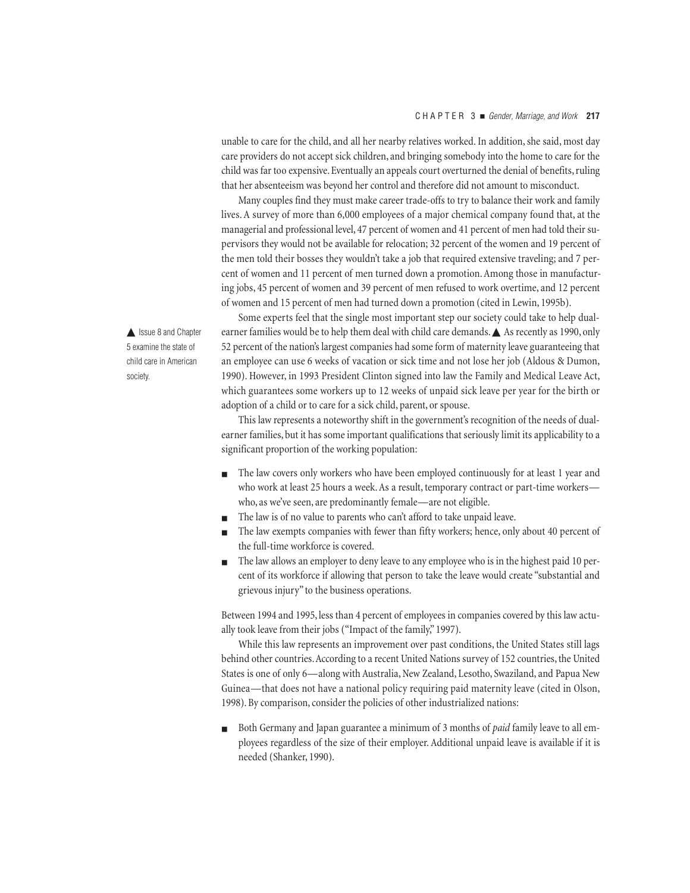unable to care for the child, and all her nearby relatives worked. In addition, she said, most day care providers do not accept sick children, and bringing somebody into the home to care for the child was far too expensive. Eventually an appeals court overturned the denial of benefits, ruling that her absenteeism was beyond her control and therefore did not amount to misconduct.

Many couples find they must make career trade-offs to try to balance their work and family lives. A survey of more than 6,000 employees of a major chemical company found that, at the managerial and professional level, 47 percent of women and 41 percent of men had told their supervisors they would not be available for relocation; 32 percent of the women and 19 percent of the men told their bosses they wouldn't take a job that required extensive traveling; and 7 percent of women and 11 percent of men turned down a promotion. Among those in manufacturing jobs, 45 percent of women and 39 percent of men refused to work overtime, and 12 percent of women and 15 percent of men had turned down a promotion (cited in Lewin, 1995b).

Some experts feel that the single most important step our society could take to help dual-earner families would be to help them deal with child care demands. ▲ As recently as 1990, only 52 percent of the nation's largest companies had some form of maternity leave guaranteeing that an employee can use 6 weeks of vacation or sick time and not lose her job (Aldous & Dumon, 1990). However, in 1993 President Clinton signed into law the Family and Medical Leave Act, which guarantees some workers up to 12 weeks of unpaid sick leave per year for the birth or adoption of a child or to care for a sick child, parent, or spouse.

▲ Issue 8 and Chapter 5 examine the state of child care in American society.

This law represents a noteworthy shift in the government's recognition of the needs of dual-earner families, but it has some important qualifications that seriously limit its applicability to a significant proportion of the working population:

- The law covers only workers who have been employed continuously for at least 1 year and who work at least 25 hours a week. As a result, temporary contract or part-time workers—who, as we've seen, are predominantly female—are not eligible.
- The law is of no value to parents who can't afford to take unpaid leave.
- The law exempts companies with fewer than fifty workers; hence, only about 40 percent of the full-time workforce is covered.
- The law allows an employer to deny leave to any employee who is in the highest paid 10 percent of its workforce if allowing that person to take the leave would create "substantial and grievous injury" to the business operations.

Between 1994 and 1995, less than 4 percent of employees in companies covered by this law actually took leave from their jobs ("Impact of the family," 1997).

While this law represents an improvement over past conditions, the United States still lags behind other countries. According to a recent United Nations survey of 152 countries, the United States is one of only 6—along with Australia, New Zealand, Lesotho, Swaziland, and Papua New Guinea—that does not have a national policy requiring paid maternity leave (cited in Olson, 1998). By comparison, consider the policies of other industrialized nations:

- Both Germany and Japan guarantee a minimum of 3 months of *paid* family leave to all employees regardless of the size of their employer. Additional unpaid leave is available if it is needed (Shanker, 1990).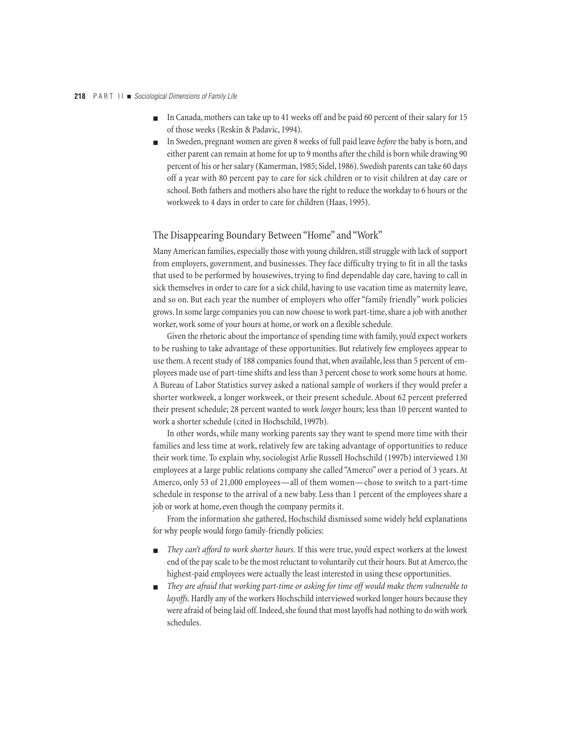- In Canada, mothers can take up to 41 weeks off and be paid 60 percent of their salary for 15 of those weeks (Reskin & Padavic, 1994).
- In Sweden, pregnant women are given 8 weeks of full paid leave *before* the baby is born, and either parent can remain at home for up to 9 months after the child is born while drawing 90 percent of his or her salary (Kamerman, 1985; Sidel, 1986). Swedish parents can take 60 days off a year with 80 percent pay to care for sick children or to visit children at day care or school. Both fathers and mothers also have the right to reduce the workday to 6 hours or the workweek to 4 days in order to care for children (Haas, 1995).

## The Disappearing Boundary Between "Home" and "Work"

Many American families, especially those with young children, still struggle with lack of support from employers, government, and businesses. They face difficulty trying to fit in all the tasks that used to be performed by housewives, trying to find dependable day care, having to call in sick themselves in order to care for a sick child, having to use vacation time as maternity leave, and so on. But each year the number of employers who offer "family friendly" work policies grows. In some large companies you can now choose to work part-time, share a job with another worker, work some of your hours at home, or work on a flexible schedule.

Given the rhetoric about the importance of spending time with family, you'd expect workers to be rushing to take advantage of these opportunities. But relatively few employees appear to use them. A recent study of 188 companies found that, when available, less than 5 percent of employees made use of part-time shifts and less than 3 percent chose to work some hours at home. A Bureau of Labor Statistics survey asked a national sample of workers if they would prefer a shorter workweek, a longer workweek, or their present schedule. About 62 percent preferred their present schedule; 28 percent wanted to work *longer* hours; less than 10 percent wanted to work a shorter schedule (cited in Hochschild, 1997b).

In other words, while many working parents say they want to spend more time with their families and less time at work, relatively few are taking advantage of opportunities to reduce their work time. To explain why, sociologist Arlie Russell Hochschild (1997b) interviewed 130 employees at a large public relations company she called "Amerco" over a period of 3 years. At Amerco, only 53 of 21,000 employees—all of them women—chose to switch to a part-time schedule in response to the arrival of a new baby. Less than 1 percent of the employees share a job or work at home, even though the company permits it.

From the information she gathered, Hochschild dismissed some widely held explanations for why people would forgo family-friendly policies:

- *They can't afford to work shorter hours.* If this were true, you'd expect workers at the lowest end of the pay scale to be the most reluctant to voluntarily cut their hours. But at Amerco, the highest-paid employees were actually the least interested in using these opportunities.
- *They are afraid that working part-time or asking for time off would make them vulnerable to layoffs.* Hardly any of the workers Hochschild interviewed worked longer hours because they were afraid of being laid off. Indeed, she found that most layoffs had nothing to do with work schedules.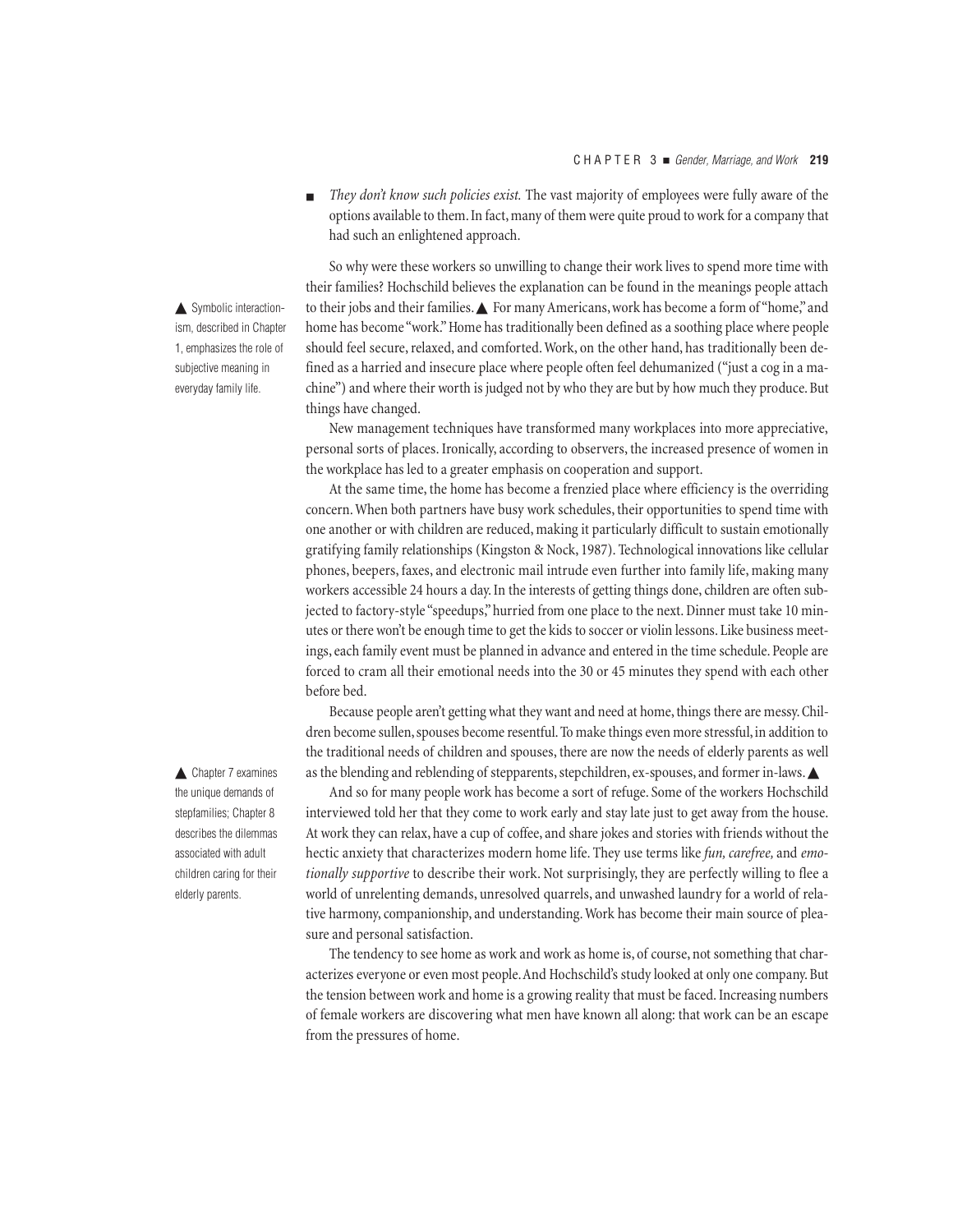- *They don't know such policies exist.* The vast majority of employees were fully aware of the options available to them. In fact, many of them were quite proud to work for a company that had such an enlightened approach.

So why were these workers so unwilling to change their work lives to spend more time with their families? Hochschild believes the explanation can be found in the meanings people attach to their jobs and their families. ▲ For many Americans, work has become a form of "home," and home has become "work." Home has traditionally been defined as a soothing place where people should feel secure, relaxed, and comforted. Work, on the other hand, has traditionally been defined as a harried and insecure place where people often feel dehumanized ("just a cog in a machine") and where their worth is judged not by who they are but by how much they produce. But things have changed.

▲ Symbolic interactionism, described in Chapter 1, emphasizes the role of subjective meaning in everyday family life.

New management techniques have transformed many workplaces into more appreciative, personal sorts of places. Ironically, according to observers, the increased presence of women in the workplace has led to a greater emphasis on cooperation and support.

At the same time, the home has become a frenzied place where efficiency is the overriding concern. When both partners have busy work schedules, their opportunities to spend time with one another or with children are reduced, making it particularly difficult to sustain emotionally gratifying family relationships (Kingston & Nock, 1987). Technological innovations like cellular phones, beepers, faxes, and electronic mail intrude even further into family life, making many workers accessible 24 hours a day. In the interests of getting things done, children are often subjected to factory-style "speedups," hurried from one place to the next. Dinner must take 10 minutes or there won't be enough time to get the kids to soccer or violin lessons. Like business meetings, each family event must be planned in advance and entered in the time schedule. People are forced to cram all their emotional needs into the 30 or 45 minutes they spend with each other before bed.

Because people aren't getting what they want and need at home, things there are messy. Children become sullen, spouses become resentful. To make things even more stressful, in addition to the traditional needs of children and spouses, there are now the needs of elderly parents as well as the blending and reblending of stepparents, stepchildren, ex-spouses, and former in-laws. ▲

▲ Chapter 7 examines the unique demands of stepfamilies; Chapter 8 describes the dilemmas associated with adult children caring for their elderly parents.

And so for many people work has become a sort of refuge. Some of the workers Hochschild interviewed told her that they come to work early and stay late just to get away from the house. At work they can relax, have a cup of coffee, and share jokes and stories with friends without the hectic anxiety that characterizes modern home life. They use terms like *fun, carefree,* and *emotionally supportive* to describe their work. Not surprisingly, they are perfectly willing to flee a world of unrelenting demands, unresolved quarrels, and unwashed laundry for a world of relative harmony, companionship, and understanding. Work has become their main source of pleasure and personal satisfaction.

The tendency to see home as work and work as home is, of course, not something that characterizes everyone or even most people. And Hochschild's study looked at only one company. But the tension between work and home is a growing reality that must be faced. Increasing numbers of female workers are discovering what men have known all along: that work can be an escape from the pressures of home.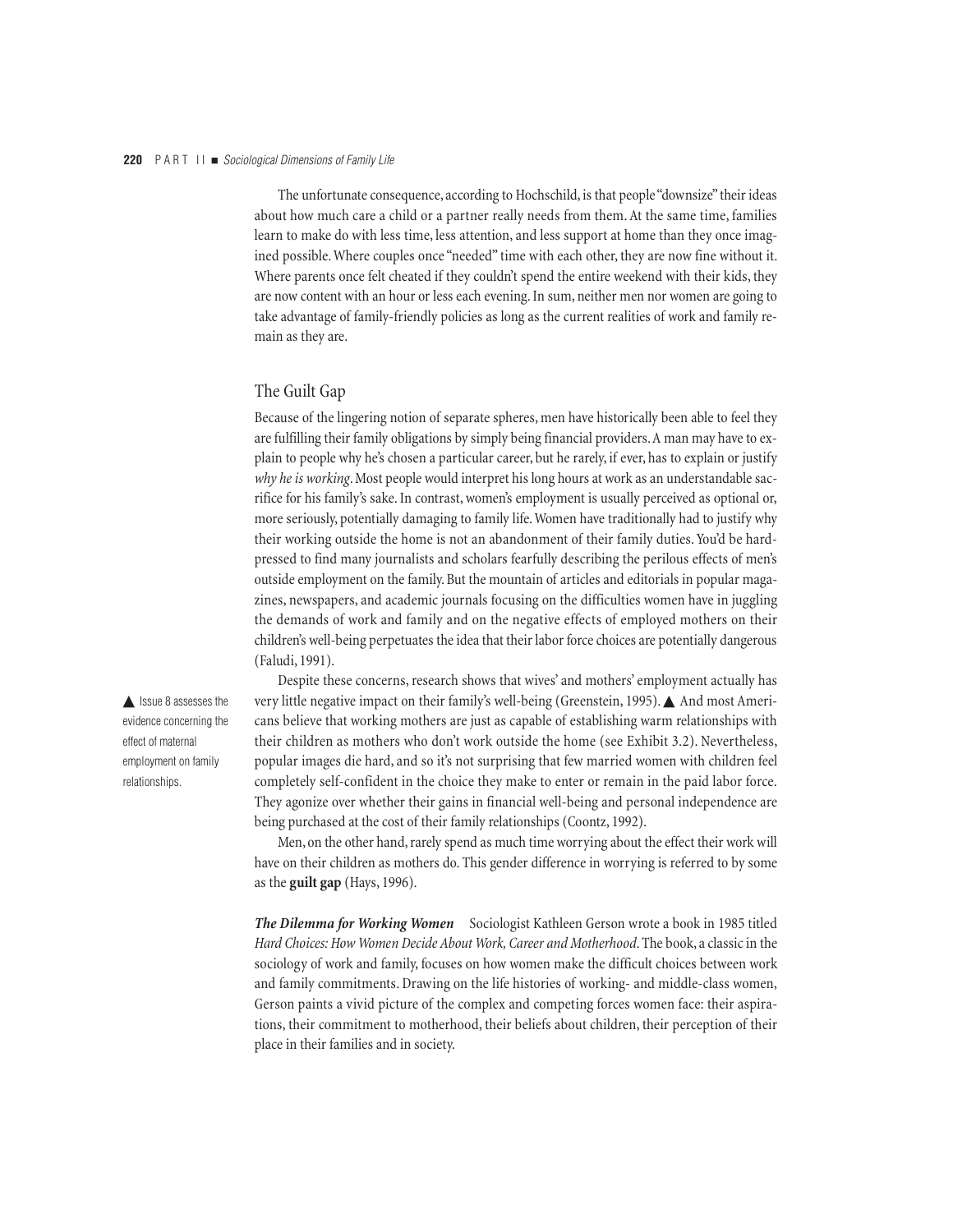The unfortunate consequence, according to Hochschild, is that people "downsize" their ideas about how much care a child or a partner really needs from them. At the same time, families learn to make do with less time, less attention, and less support at home than they once imagined possible. Where couples once "needed" time with each other, they are now fine without it. Where parents once felt cheated if they couldn't spend the entire weekend with their kids, they are now content with an hour or less each evening. In sum, neither men nor women are going to take advantage of family-friendly policies as long as the current realities of work and family remain as they are.

## The Guilt Gap

Because of the lingering notion of separate spheres, men have historically been able to feel they are fulfilling their family obligations by simply being financial providers. A man may have to explain to people why he's chosen a particular career, but he rarely, if ever, has to explain or justify *why he is working*. Most people would interpret his long hours at work as an understandable sacrifice for his family's sake. In contrast, women's employment is usually perceived as optional or, more seriously, potentially damaging to family life. Women have traditionally had to justify why their working outside the home is not an abandonment of their family duties. You'd be hard-pressed to find many journalists and scholars fearfully describing the perilous effects of men's outside employment on the family. But the mountain of articles and editorials in popular magazines, newspapers, and academic journals focusing on the difficulties women have in juggling the demands of work and family and on the negative effects of employed mothers on their children's well-being perpetuates the idea that their labor force choices are potentially dangerous (Faludi, 1991).

Despite these concerns, research shows that wives' and mothers' employment actually has very little negative impact on their family's well-being (Greenstein, 1995). ▲ And most Americans believe that working mothers are just as capable of establishing warm relationships with their children as mothers who don't work outside the home (see Exhibit 3.2). Nevertheless, popular images die hard, and so it's not surprising that few married women with children feel completely self-confident in the choice they make to enter or remain in the paid labor force. They agonize over whether their gains in financial well-being and personal independence are being purchased at the cost of their family relationships (Coontz, 1992).

▲ Issue 8 assesses the evidence concerning the effect of maternal employment on family relationships.

Men, on the other hand, rarely spend as much time worrying about the effect their work will have on their children as mothers do. This gender difference in worrying is referred to by some as the **guilt gap** (Hays, 1996).

***The Dilemma for Working Women*** Sociologist Kathleen Gerson wrote a book in 1985 titled *Hard Choices: How Women Decide About Work, Career and Motherhood*. The book, a classic in the sociology of work and family, focuses on how women make the difficult choices between work and family commitments. Drawing on the life histories of working- and middle-class women, Gerson paints a vivid picture of the complex and competing forces women face: their aspirations, their commitment to motherhood, their beliefs about children, their perception of their place in their families and in society.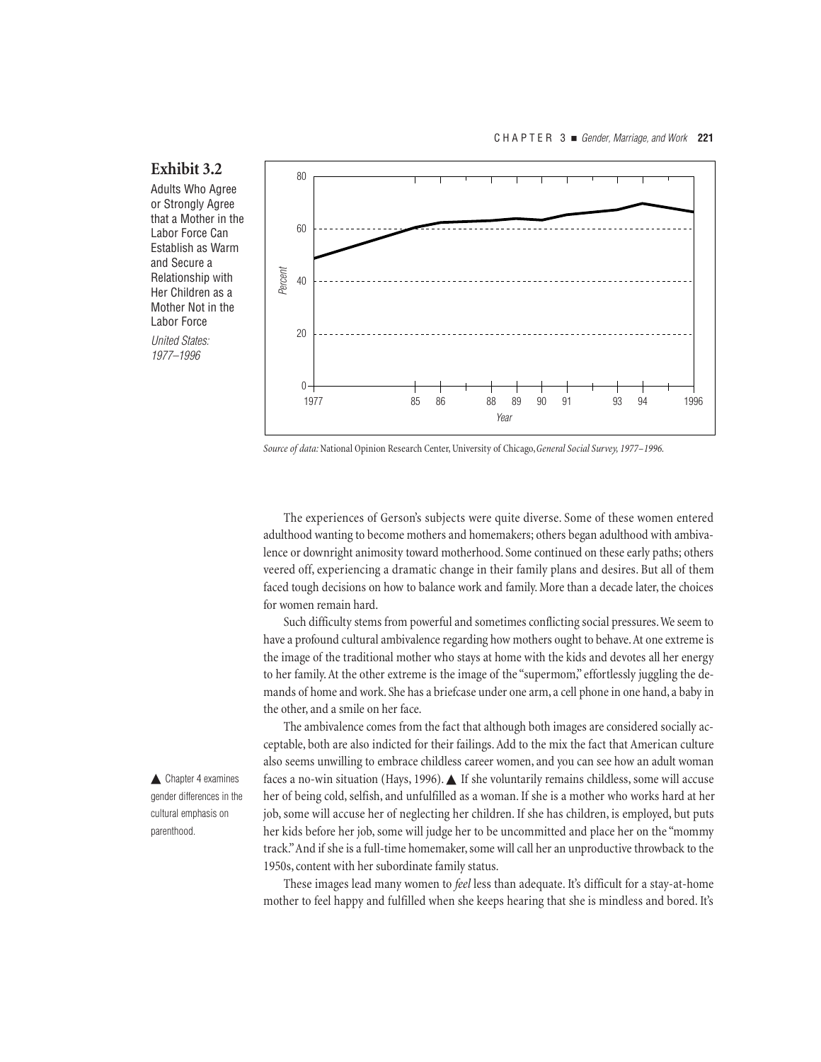**Exhibit 3.2**

Adults Who Agree or Strongly Agree that a Mother in the Labor Force Can Establish as Warm and Secure a Relationship with Her Children as a Mother Not in the Labor Force

*United States: 1977–1996*

80
60
40
20
0
*Percent*
1977 85 86 88 89 90 91 93 94 1996
*Year*

*Source of data:* National Opinion Research Center, University of Chicago, *General Social Survey, 1977–1996.*

The experiences of Gerson's subjects were quite diverse. Some of these women entered adulthood wanting to become mothers and homemakers; others began adulthood with ambivalence or downright animosity toward motherhood. Some continued on these early paths; others veered off, experiencing a dramatic change in their family plans and desires. But all of them faced tough decisions on how to balance work and family. More than a decade later, the choices for women remain hard.

Such difficulty stems from powerful and sometimes conflicting social pressures. We seem to have a profound cultural ambivalence regarding how mothers ought to behave. At one extreme is the image of the traditional mother who stays at home with the kids and devotes all her energy to her family. At the other extreme is the image of the "supermom," effortlessly juggling the demands of home and work. She has a briefcase under one arm, a cell phone in one hand, a baby in the other, and a smile on her face.

The ambivalence comes from the fact that although both images are considered socially acceptable, both are also indicted for their failings. Add to the mix the fact that American culture also seems unwilling to embrace childless career women, and you can see how an adult woman faces a no-win situation (Hays, 1996). ▲ If she voluntarily remains childless, some will accuse her of being cold, selfish, and unfulfilled as a woman. If she is a mother who works hard at her job, some will accuse her of neglecting her children. If she has children, is employed, but puts her kids before her job, some will judge her to be uncommitted and place her on the "mommy track." And if she is a full-time homemaker, some will call her an unproductive throwback to the 1950s, content with her subordinate family status.

▲ Chapter 4 examines gender differences in the cultural emphasis on parenthood.

These images lead many women to *feel* less than adequate. It's difficult for a stay-at-home mother to feel happy and fulfilled when she keeps hearing that she is mindless and bored. It's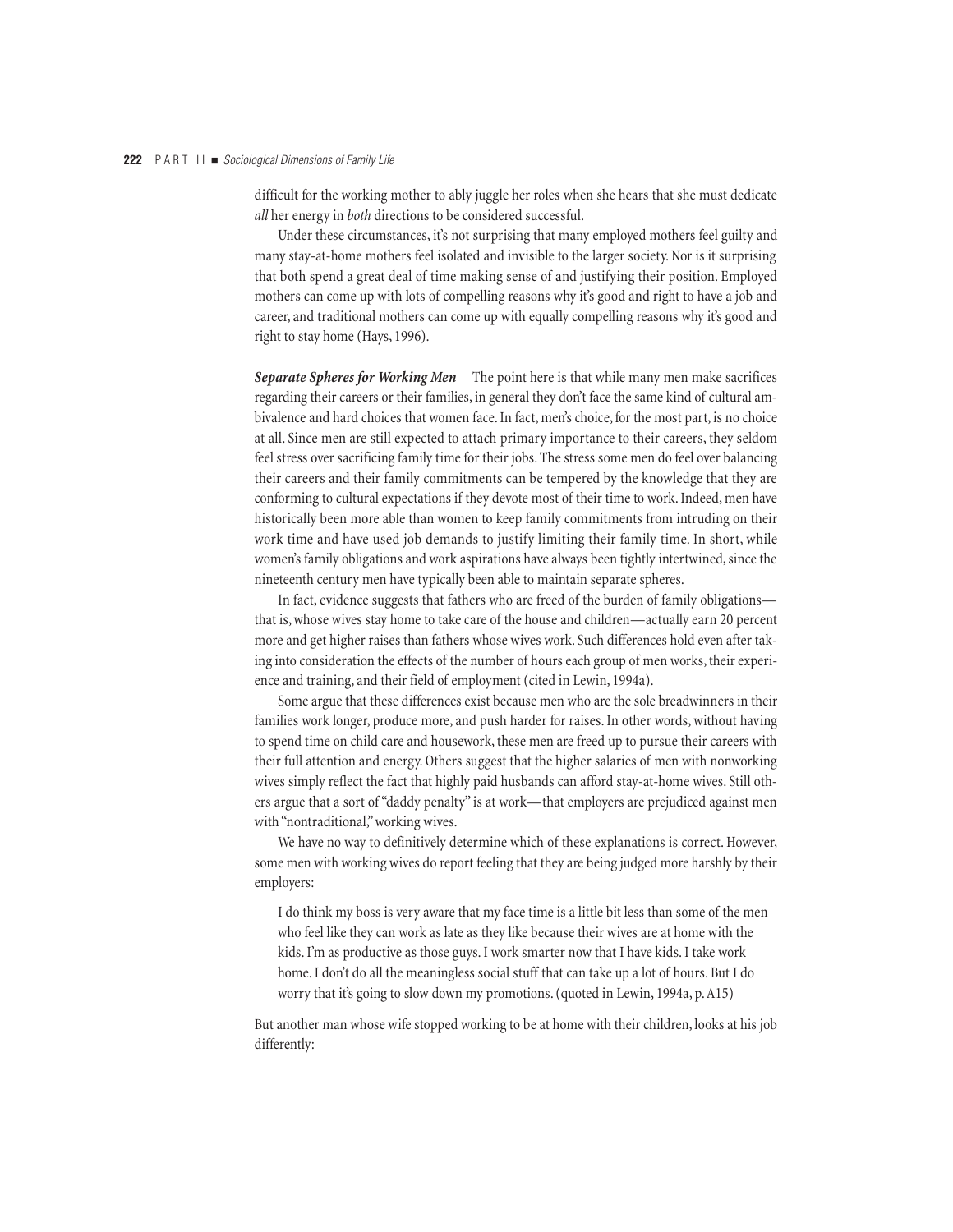difficult for the working mother to ably juggle her roles when she hears that she must dedicate *all* her energy in *both* directions to be considered successful.

Under these circumstances, it's not surprising that many employed mothers feel guilty and many stay-at-home mothers feel isolated and invisible to the larger society. Nor is it surprising that both spend a great deal of time making sense of and justifying their position. Employed mothers can come up with lots of compelling reasons why it's good and right to have a job and career, and traditional mothers can come up with equally compelling reasons why it's good and right to stay home (Hays, 1996).

***Separate Spheres for Working Men*** The point here is that while many men make sacrifices regarding their careers or their families, in general they don't face the same kind of cultural ambivalence and hard choices that women face. In fact, men's choice, for the most part, is no choice at all. Since men are still expected to attach primary importance to their careers, they seldom feel stress over sacrificing family time for their jobs. The stress some men do feel over balancing their careers and their family commitments can be tempered by the knowledge that they are conforming to cultural expectations if they devote most of their time to work. Indeed, men have historically been more able than women to keep family commitments from intruding on their work time and have used job demands to justify limiting their family time. In short, while women's family obligations and work aspirations have always been tightly intertwined, since the nineteenth century men have typically been able to maintain separate spheres.

In fact, evidence suggests that fathers who are freed of the burden of family obligations—that is, whose wives stay home to take care of the house and children—actually earn 20 percent more and get higher raises than fathers whose wives work. Such differences hold even after taking into consideration the effects of the number of hours each group of men works, their experience and training, and their field of employment (cited in Lewin, 1994a).

Some argue that these differences exist because men who are the sole breadwinners in their families work longer, produce more, and push harder for raises. In other words, without having to spend time on child care and housework, these men are freed up to pursue their careers with their full attention and energy. Others suggest that the higher salaries of men with nonworking wives simply reflect the fact that highly paid husbands can afford stay-at-home wives. Still others argue that a sort of "daddy penalty" is at work—that employers are prejudiced against men with "nontraditional," working wives.

We have no way to definitively determine which of these explanations is correct. However, some men with working wives do report feeling that they are being judged more harshly by their employers:

> I do think my boss is very aware that my face time is a little bit less than some of the men who feel like they can work as late as they like because their wives are at home with the kids. I'm as productive as those guys. I work smarter now that I have kids. I take work home. I don't do all the meaningless social stuff that can take up a lot of hours. But I do worry that it's going to slow down my promotions. (quoted in Lewin, 1994a, p. A15)

But another man whose wife stopped working to be at home with their children, looks at his job differently: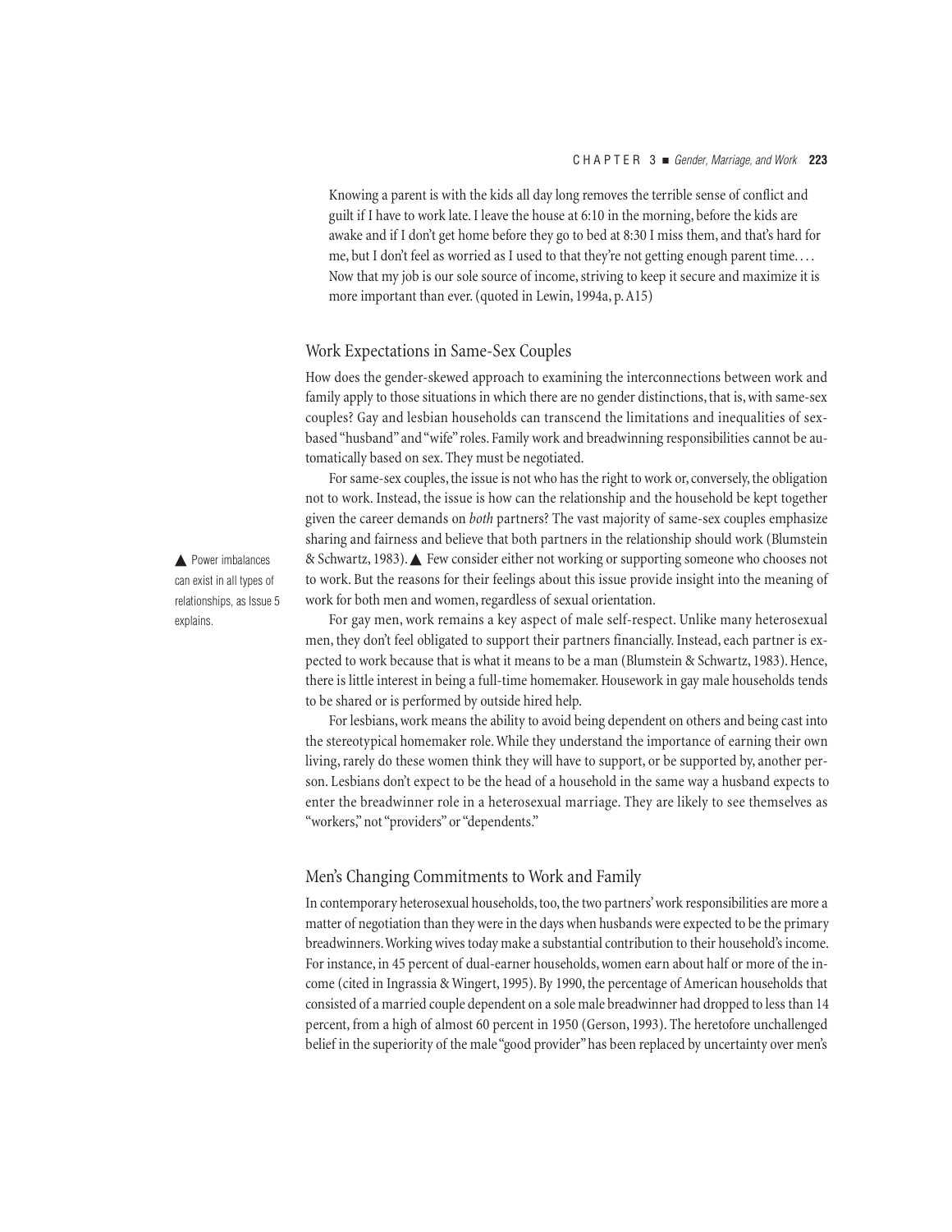Knowing a parent is with the kids all day long removes the terrible sense of conflict and guilt if I have to work late. I leave the house at 6:10 in the morning, before the kids are awake and if I don't get home before they go to bed at 8:30 I miss them, and that's hard for me, but I don't feel as worried as I used to that they're not getting enough parent time. . . . Now that my job is our sole source of income, striving to keep it secure and maximize it is more important than ever. (quoted in Lewin, 1994a, p. A15)

## Work Expectations in Same-Sex Couples

How does the gender-skewed approach to examining the interconnections between work and family apply to those situations in which there are no gender distinctions, that is, with same-sex couples? Gay and lesbian households can transcend the limitations and inequalities of sex-based "husband" and "wife" roles. Family work and breadwinning responsibilities cannot be automatically based on sex. They must be negotiated.

For same-sex couples, the issue is not who has the right to work or, conversely, the obligation not to work. Instead, the issue is how can the relationship and the household be kept together given the career demands on *both* partners? The vast majority of same-sex couples emphasize sharing and fairness and believe that both partners in the relationship should work (Blumstein & Schwartz, 1983). ▲ Few consider either not working or supporting someone who chooses not to work. But the reasons for their feelings about this issue provide insight into the meaning of work for both men and women, regardless of sexual orientation.

▲ Power imbalances can exist in all types of relationships, as Issue 5 explains.

For gay men, work remains a key aspect of male self-respect. Unlike many heterosexual men, they don't feel obligated to support their partners financially. Instead, each partner is expected to work because that is what it means to be a man (Blumstein & Schwartz, 1983). Hence, there is little interest in being a full-time homemaker. Housework in gay male households tends to be shared or is performed by outside hired help.

For lesbians, work means the ability to avoid being dependent on others and being cast into the stereotypical homemaker role. While they understand the importance of earning their own living, rarely do these women think they will have to support, or be supported by, another person. Lesbians don't expect to be the head of a household in the same way a husband expects to enter the breadwinner role in a heterosexual marriage. They are likely to see themselves as "workers," not "providers" or "dependents."

## Men's Changing Commitments to Work and Family

In contemporary heterosexual households, too, the two partners' work responsibilities are more a matter of negotiation than they were in the days when husbands were expected to be the primary breadwinners. Working wives today make a substantial contribution to their household's income. For instance, in 45 percent of dual-earner households, women earn about half or more of the income (cited in Ingrassia & Wingert, 1995). By 1990, the percentage of American households that consisted of a married couple dependent on a sole male breadwinner had dropped to less than 14 percent, from a high of almost 60 percent in 1950 (Gerson, 1993). The heretofore unchallenged belief in the superiority of the male "good provider" has been replaced by uncertainty over men's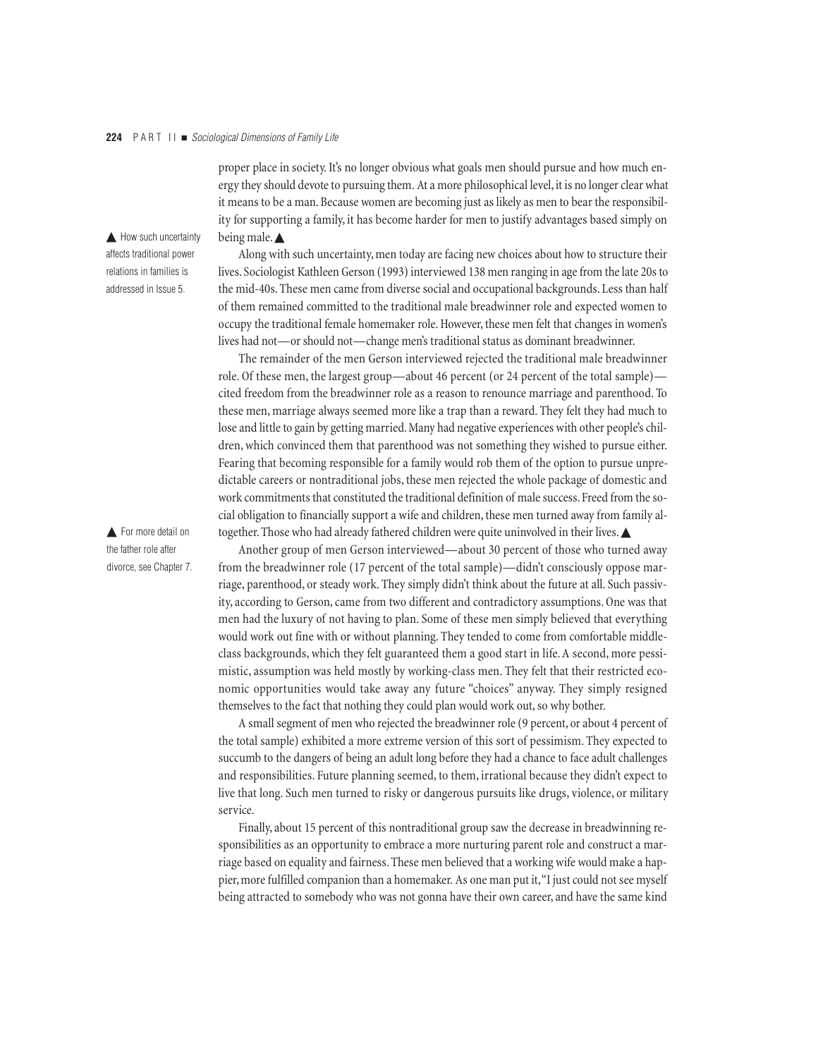proper place in society. It's no longer obvious what goals men should pursue and how much energy they should devote to pursuing them. At a more philosophical level, it is no longer clear what it means to be a man. Because women are becoming just as likely as men to bear the responsibility for supporting a family, it has become harder for men to justify advantages based simply on being male. ▲

▲ How such uncertainty affects traditional power relations in families is addressed in Issue 5.

Along with such uncertainty, men today are facing new choices about how to structure their lives. Sociologist Kathleen Gerson (1993) interviewed 138 men ranging in age from the late 20s to the mid-40s. These men came from diverse social and occupational backgrounds. Less than half of them remained committed to the traditional male breadwinner role and expected women to occupy the traditional female homemaker role. However, these men felt that changes in women's lives had not—or should not—change men's traditional status as dominant breadwinner.

The remainder of the men Gerson interviewed rejected the traditional male breadwinner role. Of these men, the largest group—about 46 percent (or 24 percent of the total sample)—cited freedom from the breadwinner role as a reason to renounce marriage and parenthood. To these men, marriage always seemed more like a trap than a reward. They felt they had much to lose and little to gain by getting married. Many had negative experiences with other people's children, which convinced them that parenthood was not something they wished to pursue either. Fearing that becoming responsible for a family would rob them of the option to pursue unpredictable careers or nontraditional jobs, these men rejected the whole package of domestic and work commitments that constituted the traditional definition of male success. Freed from the social obligation to financially support a wife and children, these men turned away from family altogether. Those who had already fathered children were quite uninvolved in their lives. ▲

▲ For more detail on the father role after divorce, see Chapter 7.

Another group of men Gerson interviewed—about 30 percent of those who turned away from the breadwinner role (17 percent of the total sample)—didn't consciously oppose marriage, parenthood, or steady work. They simply didn't think about the future at all. Such passivity, according to Gerson, came from two different and contradictory assumptions. One was that men had the luxury of not having to plan. Some of these men simply believed that everything would work out fine with or without planning. They tended to come from comfortable middle-class backgrounds, which they felt guaranteed them a good start in life. A second, more pessimistic, assumption was held mostly by working-class men. They felt that their restricted economic opportunities would take away any future "choices" anyway. They simply resigned themselves to the fact that nothing they could plan would work out, so why bother.

A small segment of men who rejected the breadwinner role (9 percent, or about 4 percent of the total sample) exhibited a more extreme version of this sort of pessimism. They expected to succumb to the dangers of being an adult long before they had a chance to face adult challenges and responsibilities. Future planning seemed, to them, irrational because they didn't expect to live that long. Such men turned to risky or dangerous pursuits like drugs, violence, or military service.

Finally, about 15 percent of this nontraditional group saw the decrease in breadwinning responsibilities as an opportunity to embrace a more nurturing parent role and construct a marriage based on equality and fairness. These men believed that a working wife would make a happier, more fulfilled companion than a homemaker. As one man put it, "I just could not see myself being attracted to somebody who was not gonna have their own career, and have the same kind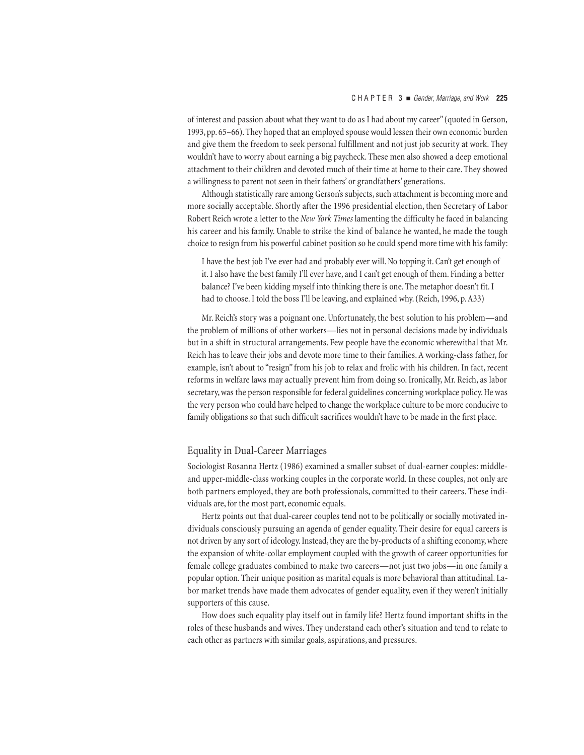of interest and passion about what they want to do as I had about my career" (quoted in Gerson, 1993, pp. 65–66). They hoped that an employed spouse would lessen their own economic burden and give them the freedom to seek personal fulfillment and not just job security at work. They wouldn't have to worry about earning a big paycheck. These men also showed a deep emotional attachment to their children and devoted much of their time at home to their care. They showed a willingness to parent not seen in their fathers' or grandfathers' generations.

Although statistically rare among Gerson's subjects, such attachment is becoming more and more socially acceptable. Shortly after the 1996 presidential election, then Secretary of Labor Robert Reich wrote a letter to the *New York Times* lamenting the difficulty he faced in balancing his career and his family. Unable to strike the kind of balance he wanted, he made the tough choice to resign from his powerful cabinet position so he could spend more time with his family:

> I have the best job I've ever had and probably ever will. No topping it. Can't get enough of it. I also have the best family I'll ever have, and I can't get enough of them. Finding a better balance? I've been kidding myself into thinking there is one. The metaphor doesn't fit. I had to choose. I told the boss I'll be leaving, and explained why. (Reich, 1996, p. A33)

Mr. Reich's story was a poignant one. Unfortunately, the best solution to his problem—and the problem of millions of other workers—lies not in personal decisions made by individuals but in a shift in structural arrangements. Few people have the economic wherewithal that Mr. Reich has to leave their jobs and devote more time to their families. A working-class father, for example, isn't about to "resign" from his job to relax and frolic with his children. In fact, recent reforms in welfare laws may actually prevent him from doing so. Ironically, Mr. Reich, as labor secretary, was the person responsible for federal guidelines concerning workplace policy. He was the very person who could have helped to change the workplace culture to be more conducive to family obligations so that such difficult sacrifices wouldn't have to be made in the first place.

## Equality in Dual-Career Marriages

Sociologist Rosanna Hertz (1986) examined a smaller subset of dual-earner couples: middle- and upper-middle-class working couples in the corporate world. In these couples, not only are both partners employed, they are both professionals, committed to their careers. These individuals are, for the most part, economic equals.

Hertz points out that dual-career couples tend not to be politically or socially motivated individuals consciously pursuing an agenda of gender equality. Their desire for equal careers is not driven by any sort of ideology. Instead, they are the by-products of a shifting economy, where the expansion of white-collar employment coupled with the growth of career opportunities for female college graduates combined to make two careers—not just two jobs—in one family a popular option. Their unique position as marital equals is more behavioral than attitudinal. Labor market trends have made them advocates of gender equality, even if they weren't initially supporters of this cause.

How does such equality play itself out in family life? Hertz found important shifts in the roles of these husbands and wives. They understand each other's situation and tend to relate to each other as partners with similar goals, aspirations, and pressures.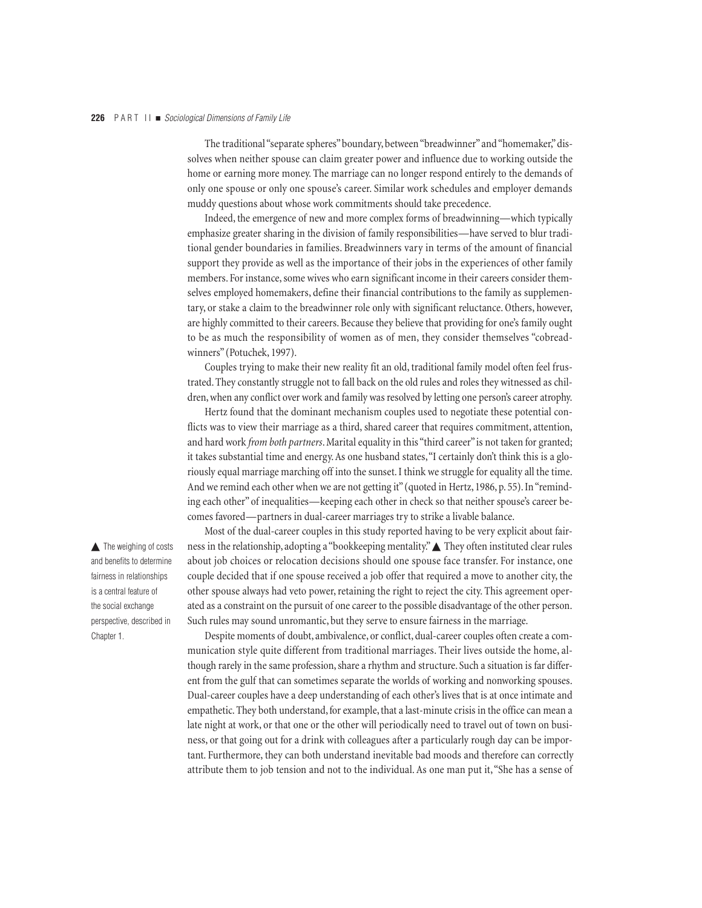The traditional "separate spheres" boundary, between "breadwinner" and "homemaker," dissolves when neither spouse can claim greater power and influence due to working outside the home or earning more money. The marriage can no longer respond entirely to the demands of only one spouse or only one spouse's career. Similar work schedules and employer demands muddy questions about whose work commitments should take precedence.

Indeed, the emergence of new and more complex forms of breadwinning—which typically emphasize greater sharing in the division of family responsibilities—have served to blur traditional gender boundaries in families. Breadwinners vary in terms of the amount of financial support they provide as well as the importance of their jobs in the experiences of other family members. For instance, some wives who earn significant income in their careers consider themselves employed homemakers, define their financial contributions to the family as supplementary, or stake a claim to the breadwinner role only with significant reluctance. Others, however, are highly committed to their careers. Because they believe that providing for one's family ought to be as much the responsibility of women as of men, they consider themselves "cobreadwinners" (Potuchek, 1997).

Couples trying to make their new reality fit an old, traditional family model often feel frustrated. They constantly struggle not to fall back on the old rules and roles they witnessed as children, when any conflict over work and family was resolved by letting one person's career atrophy.

Hertz found that the dominant mechanism couples used to negotiate these potential conflicts was to view their marriage as a third, shared career that requires commitment, attention, and hard work *from both partners*. Marital equality in this "third career" is not taken for granted; it takes substantial time and energy. As one husband states, "I certainly don't think this is a gloriously equal marriage marching off into the sunset. I think we struggle for equality all the time. And we remind each other when we are not getting it" (quoted in Hertz, 1986, p. 55). In "reminding each other" of inequalities—keeping each other in check so that neither spouse's career becomes favored—partners in dual-career marriages try to strike a livable balance.

Most of the dual-career couples in this study reported having to be very explicit about fairness in the relationship, adopting a "bookkeeping mentality." ▲ They often instituted clear rules about job choices or relocation decisions should one spouse face transfer. For instance, one couple decided that if one spouse received a job offer that required a move to another city, the other spouse always had veto power, retaining the right to reject the city. This agreement operated as a constraint on the pursuit of one career to the possible disadvantage of the other person. Such rules may sound unromantic, but they serve to ensure fairness in the marriage.

▲ The weighing of costs and benefits to determine fairness in relationships is a central feature of the social exchange perspective, described in Chapter 1.

Despite moments of doubt, ambivalence, or conflict, dual-career couples often create a communication style quite different from traditional marriages. Their lives outside the home, although rarely in the same profession, share a rhythm and structure. Such a situation is far different from the gulf that can sometimes separate the worlds of working and nonworking spouses. Dual-career couples have a deep understanding of each other's lives that is at once intimate and empathetic. They both understand, for example, that a last-minute crisis in the office can mean a late night at work, or that one or the other will periodically need to travel out of town on business, or that going out for a drink with colleagues after a particularly rough day can be important. Furthermore, they can both understand inevitable bad moods and therefore can correctly attribute them to job tension and not to the individual. As one man put it, "She has a sense of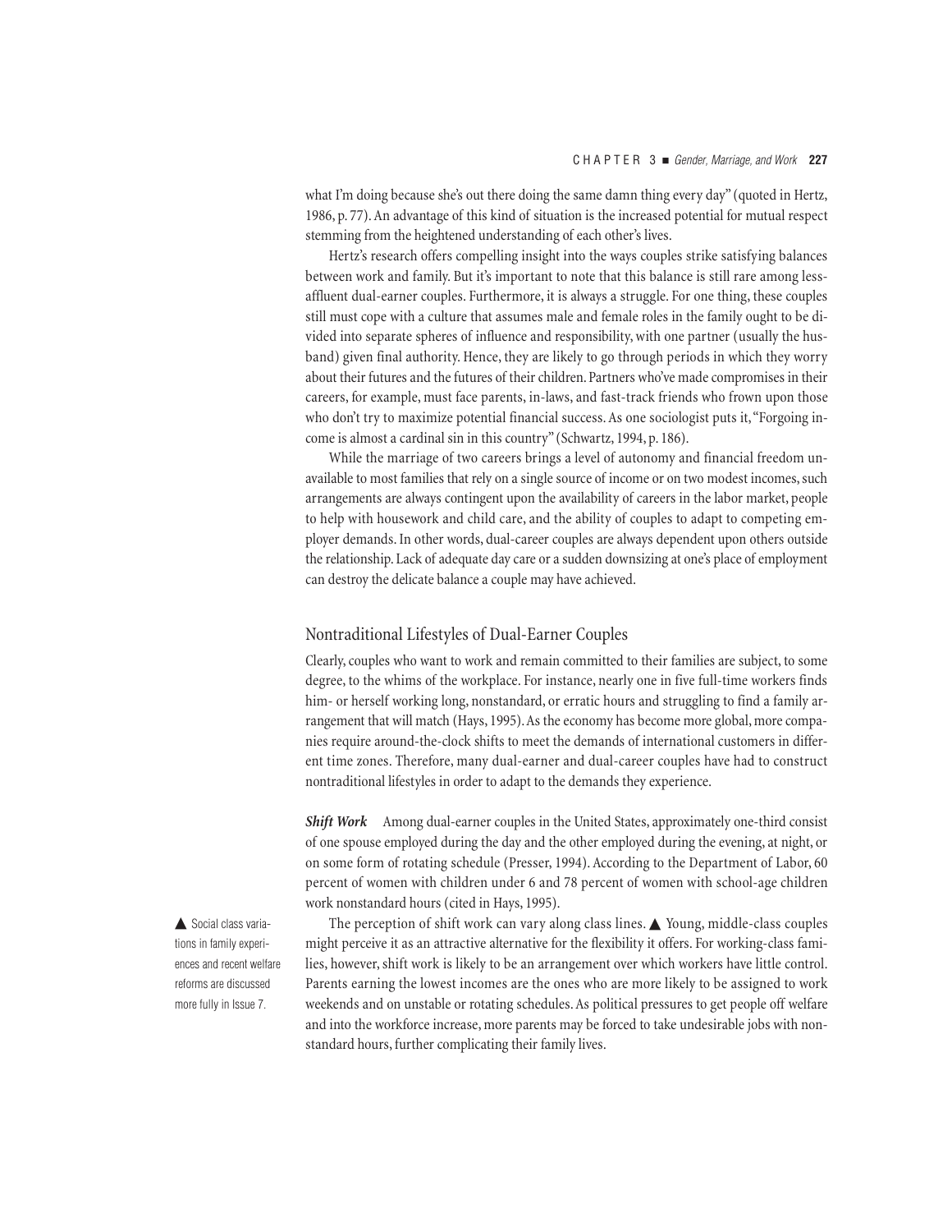what I'm doing because she's out there doing the same damn thing every day" (quoted in Hertz, 1986, p. 77). An advantage of this kind of situation is the increased potential for mutual respect stemming from the heightened understanding of each other's lives.

Hertz's research offers compelling insight into the ways couples strike satisfying balances between work and family. But it's important to note that this balance is still rare among less-affluent dual-earner couples. Furthermore, it is always a struggle. For one thing, these couples still must cope with a culture that assumes male and female roles in the family ought to be divided into separate spheres of influence and responsibility, with one partner (usually the husband) given final authority. Hence, they are likely to go through periods in which they worry about their futures and the futures of their children. Partners who've made compromises in their careers, for example, must face parents, in-laws, and fast-track friends who frown upon those who don't try to maximize potential financial success. As one sociologist puts it, "Forgoing income is almost a cardinal sin in this country" (Schwartz, 1994, p. 186).

While the marriage of two careers brings a level of autonomy and financial freedom unavailable to most families that rely on a single source of income or on two modest incomes, such arrangements are always contingent upon the availability of careers in the labor market, people to help with housework and child care, and the ability of couples to adapt to competing employer demands. In other words, dual-career couples are always dependent upon others outside the relationship. Lack of adequate day care or a sudden downsizing at one's place of employment can destroy the delicate balance a couple may have achieved.

## Nontraditional Lifestyles of Dual-Earner Couples

Clearly, couples who want to work and remain committed to their families are subject, to some degree, to the whims of the workplace. For instance, nearly one in five full-time workers finds him- or herself working long, nonstandard, or erratic hours and struggling to find a family arrangement that will match (Hays, 1995). As the economy has become more global, more companies require around-the-clock shifts to meet the demands of international customers in different time zones. Therefore, many dual-earner and dual-career couples have had to construct nontraditional lifestyles in order to adapt to the demands they experience.

***Shift Work*** Among dual-earner couples in the United States, approximately one-third consist of one spouse employed during the day and the other employed during the evening, at night, or on some form of rotating schedule (Presser, 1994). According to the Department of Labor, 60 percent of women with children under 6 and 78 percent of women with school-age children work nonstandard hours (cited in Hays, 1995).

▲ Social class variations in family experiences and recent welfare reforms are discussed more fully in Issue 7.

The perception of shift work can vary along class lines. ▲ Young, middle-class couples might perceive it as an attractive alternative for the flexibility it offers. For working-class families, however, shift work is likely to be an arrangement over which workers have little control. Parents earning the lowest incomes are the ones who are more likely to be assigned to work weekends and on unstable or rotating schedules. As political pressures to get people off welfare and into the workforce increase, more parents may be forced to take undesirable jobs with nonstandard hours, further complicating their family lives.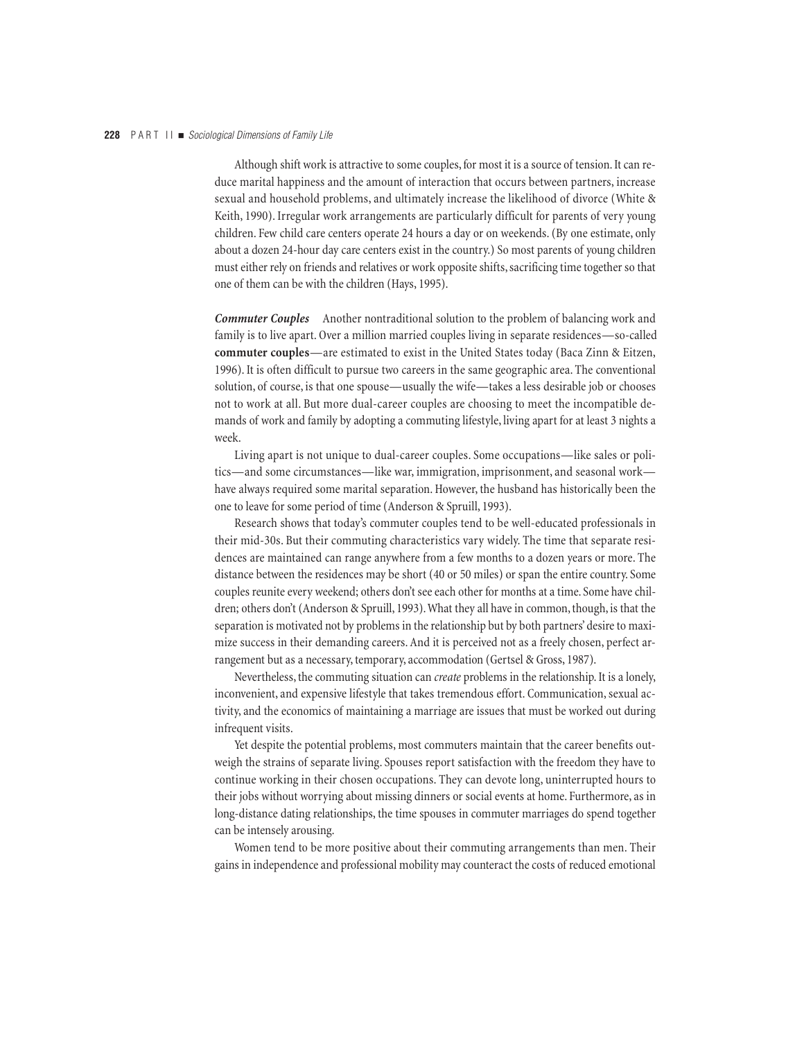Although shift work is attractive to some couples, for most it is a source of tension. It can reduce marital happiness and the amount of interaction that occurs between partners, increase sexual and household problems, and ultimately increase the likelihood of divorce (White & Keith, 1990). Irregular work arrangements are particularly difficult for parents of very young children. Few child care centers operate 24 hours a day or on weekends. (By one estimate, only about a dozen 24-hour day care centers exist in the country.) So most parents of young children must either rely on friends and relatives or work opposite shifts, sacrificing time together so that one of them can be with the children (Hays, 1995).

***Commuter Couples*** Another nontraditional solution to the problem of balancing work and family is to live apart. Over a million married couples living in separate residences—so-called **commuter couples**—are estimated to exist in the United States today (Baca Zinn & Eitzen, 1996). It is often difficult to pursue two careers in the same geographic area. The conventional solution, of course, is that one spouse—usually the wife—takes a less desirable job or chooses not to work at all. But more dual-career couples are choosing to meet the incompatible demands of work and family by adopting a commuting lifestyle, living apart for at least 3 nights a week.

Living apart is not unique to dual-career couples. Some occupations—like sales or politics—and some circumstances—like war, immigration, imprisonment, and seasonal work—have always required some marital separation. However, the husband has historically been the one to leave for some period of time (Anderson & Spruill, 1993).

Research shows that today's commuter couples tend to be well-educated professionals in their mid-30s. But their commuting characteristics vary widely. The time that separate residences are maintained can range anywhere from a few months to a dozen years or more. The distance between the residences may be short (40 or 50 miles) or span the entire country. Some couples reunite every weekend; others don't see each other for months at a time. Some have children; others don't (Anderson & Spruill, 1993). What they all have in common, though, is that the separation is motivated not by problems in the relationship but by both partners' desire to maximize success in their demanding careers. And it is perceived not as a freely chosen, perfect arrangement but as a necessary, temporary, accommodation (Gertsel & Gross, 1987).

Nevertheless, the commuting situation can *create* problems in the relationship. It is a lonely, inconvenient, and expensive lifestyle that takes tremendous effort. Communication, sexual activity, and the economics of maintaining a marriage are issues that must be worked out during infrequent visits.

Yet despite the potential problems, most commuters maintain that the career benefits outweigh the strains of separate living. Spouses report satisfaction with the freedom they have to continue working in their chosen occupations. They can devote long, uninterrupted hours to their jobs without worrying about missing dinners or social events at home. Furthermore, as in long-distance dating relationships, the time spouses in commuter marriages do spend together can be intensely arousing.

Women tend to be more positive about their commuting arrangements than men. Their gains in independence and professional mobility may counteract the costs of reduced emotional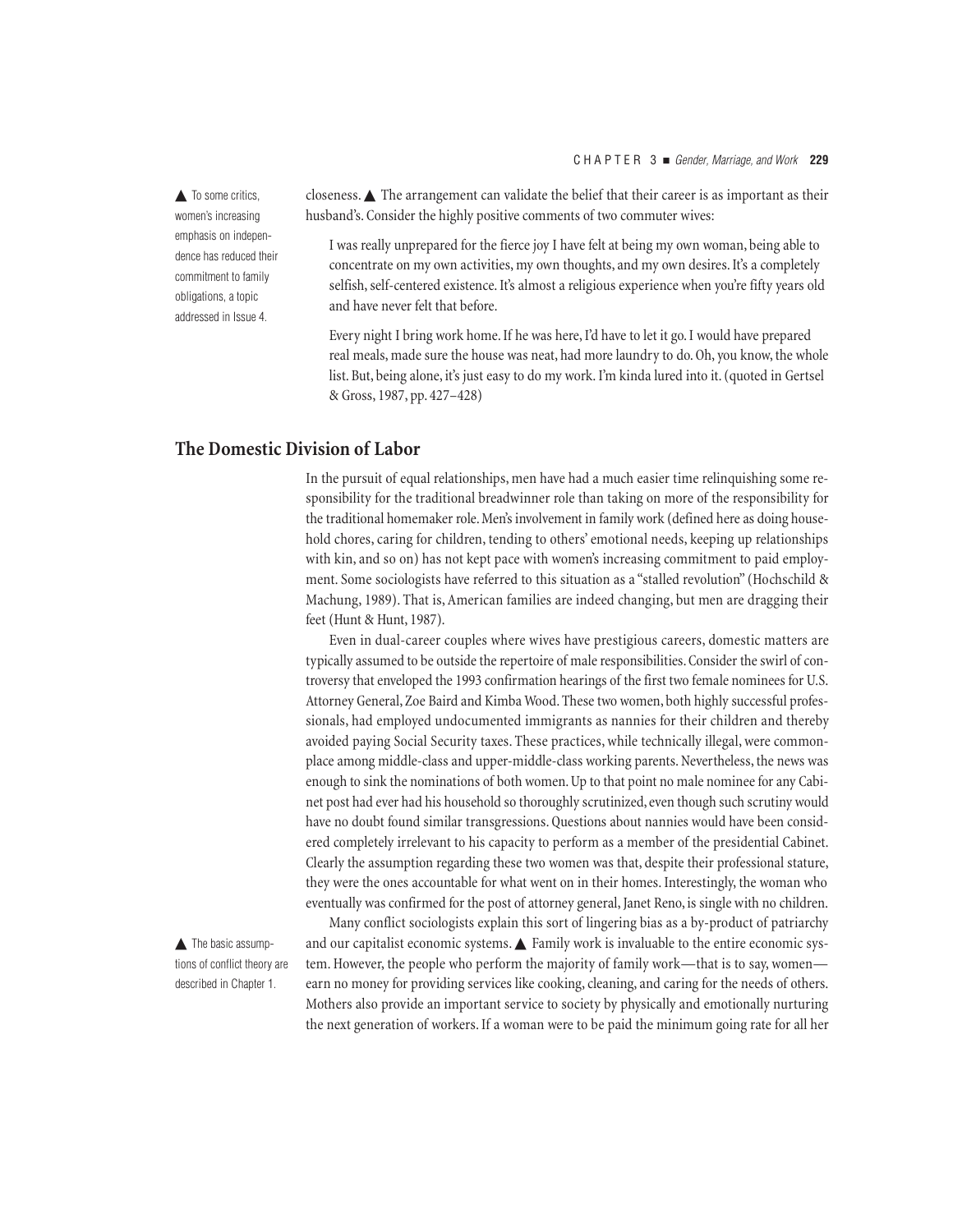▲ To some critics, women's increasing emphasis on independence has reduced their commitment to family obligations, a topic addressed in Issue 4.

closeness. ▲ The arrangement can validate the belief that their career is as important as their husband's. Consider the highly positive comments of two commuter wives:

> I was really unprepared for the fierce joy I have felt at being my own woman, being able to concentrate on my own activities, my own thoughts, and my own desires. It's a completely selfish, self-centered existence. It's almost a religious experience when you're fifty years old and have never felt that before.
>
> Every night I bring work home. If he was here, I'd have to let it go. I would have prepared real meals, made sure the house was neat, had more laundry to do. Oh, you know, the whole list. But, being alone, it's just easy to do my work. I'm kinda lured into it. (quoted in Gertsel & Gross, 1987, pp. 427–428)

## The Domestic Division of Labor

In the pursuit of equal relationships, men have had a much easier time relinquishing some responsibility for the traditional breadwinner role than taking on more of the responsibility for the traditional homemaker role. Men's involvement in family work (defined here as doing household chores, caring for children, tending to others' emotional needs, keeping up relationships with kin, and so on) has not kept pace with women's increasing commitment to paid employment. Some sociologists have referred to this situation as a "stalled revolution" (Hochschild & Machung, 1989). That is, American families are indeed changing, but men are dragging their feet (Hunt & Hunt, 1987).

Even in dual-career couples where wives have prestigious careers, domestic matters are typically assumed to be outside the repertoire of male responsibilities. Consider the swirl of controversy that enveloped the 1993 confirmation hearings of the first two female nominees for U.S. Attorney General, Zoe Baird and Kimba Wood. These two women, both highly successful professionals, had employed undocumented immigrants as nannies for their children and thereby avoided paying Social Security taxes. These practices, while technically illegal, were commonplace among middle-class and upper-middle-class working parents. Nevertheless, the news was enough to sink the nominations of both women. Up to that point no male nominee for any Cabinet post had ever had his household so thoroughly scrutinized, even though such scrutiny would have no doubt found similar transgressions. Questions about nannies would have been considered completely irrelevant to his capacity to perform as a member of the presidential Cabinet. Clearly the assumption regarding these two women was that, despite their professional stature, they were the ones accountable for what went on in their homes. Interestingly, the woman who eventually was confirmed for the post of attorney general, Janet Reno, is single with no children.

▲ The basic assumptions of conflict theory are described in Chapter 1.

Many conflict sociologists explain this sort of lingering bias as a by-product of patriarchy and our capitalist economic systems. ▲ Family work is invaluable to the entire economic system. However, the people who perform the majority of family work—that is to say, women—earn no money for providing services like cooking, cleaning, and caring for the needs of others. Mothers also provide an important service to society by physically and emotionally nurturing the next generation of workers. If a woman were to be paid the minimum going rate for all her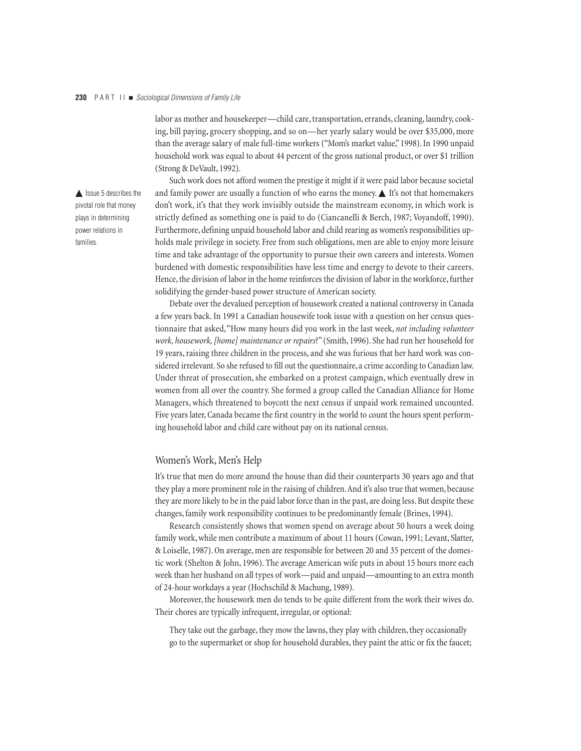labor as mother and housekeeper—child care, transportation, errands, cleaning, laundry, cooking, bill paying, grocery shopping, and so on—her yearly salary would be over $35,000, more than the average salary of male full-time workers ("Mom's market value," 1998). In 1990 unpaid household work was equal to about 44 percent of the gross national product, or over $1 trillion (Strong & DeVault, 1992).

Such work does not afford women the prestige it might if it were paid labor because societal and family power are usually a function of who earns the money. ▲ It's not that homemakers don't work, it's that they work invisibly outside the mainstream economy, in which work is strictly defined as something one is paid to do (Ciancanelli & Berch, 1987; Voyandoff, 1990). Furthermore, defining unpaid household labor and child rearing as women's responsibilities upholds male privilege in society. Free from such obligations, men are able to enjoy more leisure time and take advantage of the opportunity to pursue their own careers and interests. Women burdened with domestic responsibilities have less time and energy to devote to their careers. Hence, the division of labor in the home reinforces the division of labor in the workforce, further solidifying the gender-based power structure of American society.

▲ Issue 5 describes the pivotal role that money plays in determining power relations in families.

Debate over the devalued perception of housework created a national controversy in Canada a few years back. In 1991 a Canadian housewife took issue with a question on her census questionnaire that asked, "How many hours did you work in the last week, *not including volunteer work, housework, [home] maintenance or repairs*?" (Smith, 1996). She had run her household for 19 years, raising three children in the process, and she was furious that her hard work was considered irrelevant. So she refused to fill out the questionnaire, a crime according to Canadian law. Under threat of prosecution, she embarked on a protest campaign, which eventually drew in women from all over the country. She formed a group called the Canadian Alliance for Home Managers, which threatened to boycott the next census if unpaid work remained uncounted. Five years later, Canada became the first country in the world to count the hours spent performing household labor and child care without pay on its national census.

## Women's Work, Men's Help

It's true that men do more around the house than did their counterparts 30 years ago and that they play a more prominent role in the raising of children. And it's also true that women, because they are more likely to be in the paid labor force than in the past, are doing less. But despite these changes, family work responsibility continues to be predominantly female (Brines, 1994).

Research consistently shows that women spend on average about 50 hours a week doing family work, while men contribute a maximum of about 11 hours (Cowan, 1991; Levant, Slatter, & Loiselle, 1987). On average, men are responsible for between 20 and 35 percent of the domestic work (Shelton & John, 1996). The average American wife puts in about 15 hours more each week than her husband on all types of work—paid and unpaid—amounting to an extra month of 24-hour workdays a year (Hochschild & Machung, 1989).

Moreover, the housework men do tends to be quite different from the work their wives do. Their chores are typically infrequent, irregular, or optional:

> They take out the garbage, they mow the lawns, they play with children, they occasionally go to the supermarket or shop for household durables, they paint the attic or fix the faucet;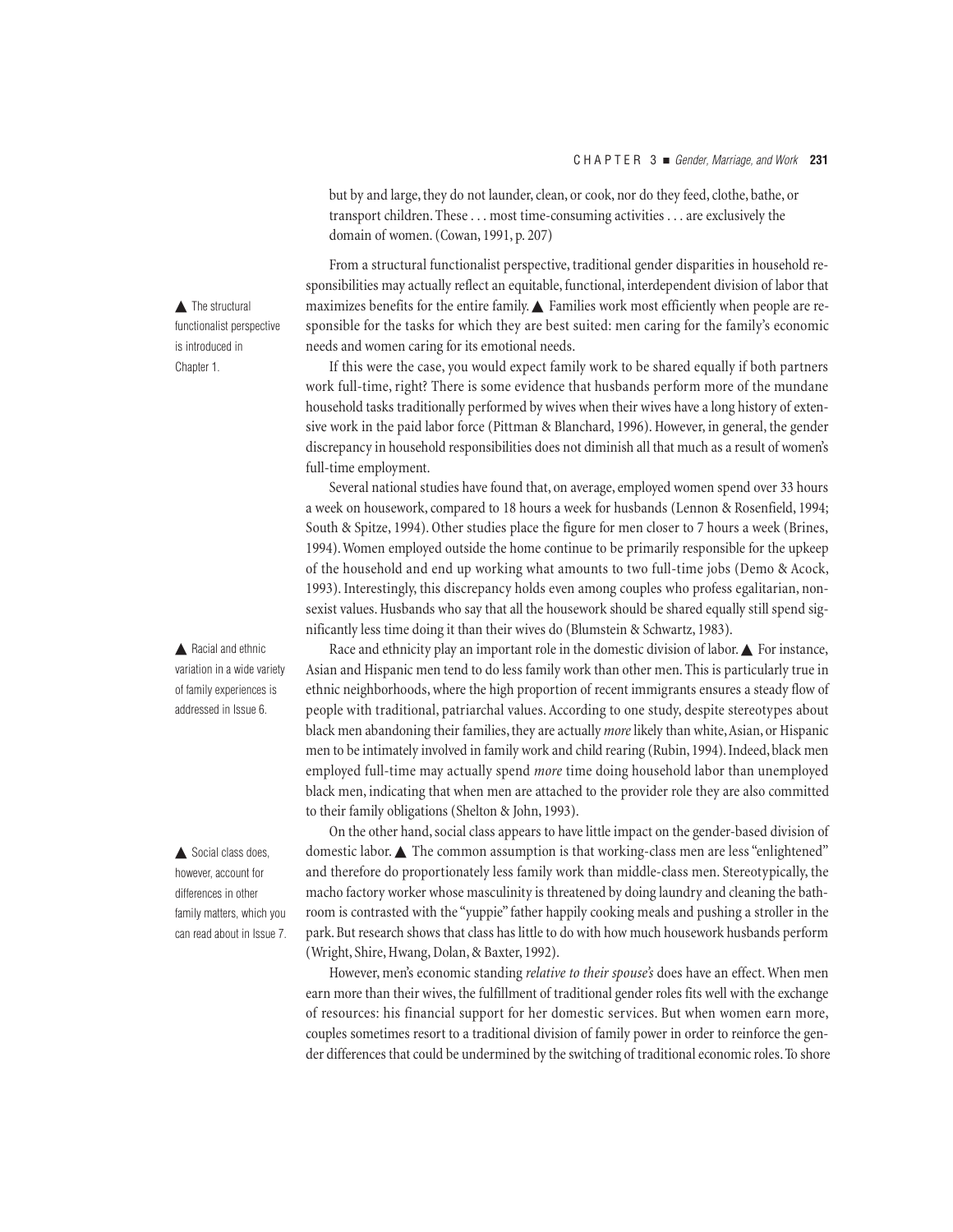but by and large, they do not launder, clean, or cook, nor do they feed, clothe, bathe, or transport children. These . . . most time-consuming activities . . . are exclusively the domain of women. (Cowan, 1991, p. 207)

From a structural functionalist perspective, traditional gender disparities in household responsibilities may actually reflect an equitable, functional, interdependent division of labor that maximizes benefits for the entire family. ▲ Families work most efficiently when people are responsible for the tasks for which they are best suited: men caring for the family's economic needs and women caring for its emotional needs.

▲ The structural functionalist perspective is introduced in Chapter 1.

If this were the case, you would expect family work to be shared equally if both partners work full-time, right? There is some evidence that husbands perform more of the mundane household tasks traditionally performed by wives when their wives have a long history of extensive work in the paid labor force (Pittman & Blanchard, 1996). However, in general, the gender discrepancy in household responsibilities does not diminish all that much as a result of women's full-time employment.

Several national studies have found that, on average, employed women spend over 33 hours a week on housework, compared to 18 hours a week for husbands (Lennon & Rosenfield, 1994; South & Spitze, 1994). Other studies place the figure for men closer to 7 hours a week (Brines, 1994). Women employed outside the home continue to be primarily responsible for the upkeep of the household and end up working what amounts to two full-time jobs (Demo & Acock, 1993). Interestingly, this discrepancy holds even among couples who profess egalitarian, nonsexist values. Husbands who say that all the housework should be shared equally still spend significantly less time doing it than their wives do (Blumstein & Schwartz, 1983).

Race and ethnicity play an important role in the domestic division of labor. ▲ For instance, Asian and Hispanic men tend to do less family work than other men. This is particularly true in ethnic neighborhoods, where the high proportion of recent immigrants ensures a steady flow of people with traditional, patriarchal values. According to one study, despite stereotypes about black men abandoning their families, they are actually *more* likely than white, Asian, or Hispanic men to be intimately involved in family work and child rearing (Rubin, 1994). Indeed, black men employed full-time may actually spend *more* time doing household labor than unemployed black men, indicating that when men are attached to the provider role they are also committed to their family obligations (Shelton & John, 1993).

▲ Racial and ethnic variation in a wide variety of family experiences is addressed in Issue 6.

On the other hand, social class appears to have little impact on the gender-based division of domestic labor. ▲ The common assumption is that working-class men are less "enlightened" and therefore do proportionately less family work than middle-class men. Stereotypically, the macho factory worker whose masculinity is threatened by doing laundry and cleaning the bathroom is contrasted with the "yuppie" father happily cooking meals and pushing a stroller in the park. But research shows that class has little to do with how much housework husbands perform (Wright, Shire, Hwang, Dolan, & Baxter, 1992).

▲ Social class does, however, account for differences in other family matters, which you can read about in Issue 7.

However, men's economic standing *relative to their spouse's* does have an effect. When men earn more than their wives, the fulfillment of traditional gender roles fits well with the exchange of resources: his financial support for her domestic services. But when women earn more, couples sometimes resort to a traditional division of family power in order to reinforce the gender differences that could be undermined by the switching of traditional economic roles. To shore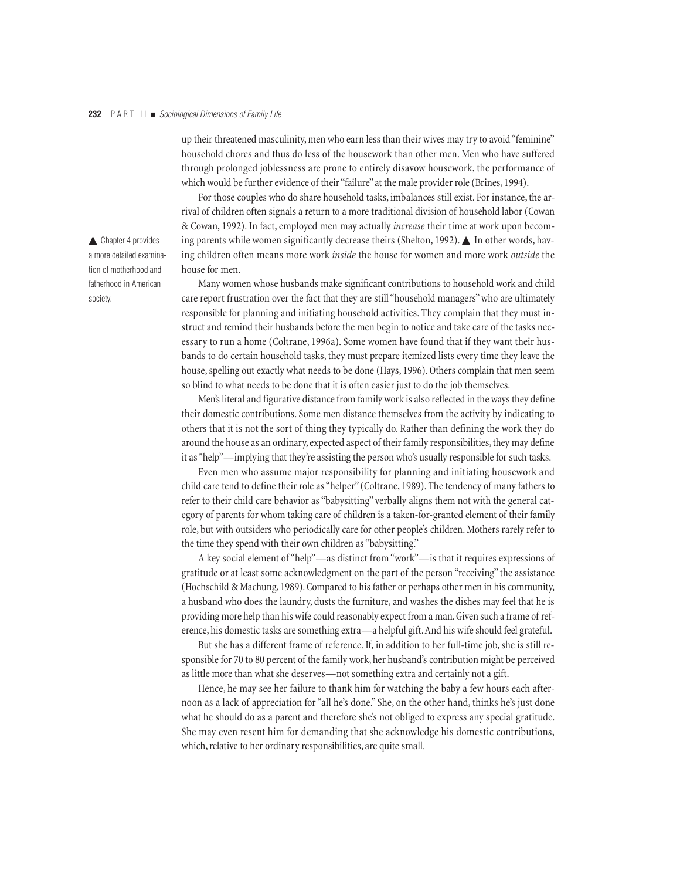up their threatened masculinity, men who earn less than their wives may try to avoid "feminine" household chores and thus do less of the housework than other men. Men who have suffered through prolonged joblessness are prone to entirely disavow housework, the performance of which would be further evidence of their "failure" at the male provider role (Brines, 1994).

For those couples who do share household tasks, imbalances still exist. For instance, the arrival of children often signals a return to a more traditional division of household labor (Cowan & Cowan, 1992). In fact, employed men may actually *increase* their time at work upon becoming parents while women significantly decrease theirs (Shelton, 1992). ▲ In other words, having children often means more work *inside* the house for women and more work *outside* the house for men.

▲ Chapter 4 provides a more detailed examination of motherhood and fatherhood in American society.

Many women whose husbands make significant contributions to household work and child care report frustration over the fact that they are still "household managers" who are ultimately responsible for planning and initiating household activities. They complain that they must instruct and remind their husbands before the men begin to notice and take care of the tasks necessary to run a home (Coltrane, 1996a). Some women have found that if they want their husbands to do certain household tasks, they must prepare itemized lists every time they leave the house, spelling out exactly what needs to be done (Hays, 1996). Others complain that men seem so blind to what needs to be done that it is often easier just to do the job themselves.

Men's literal and figurative distance from family work is also reflected in the ways they define their domestic contributions. Some men distance themselves from the activity by indicating to others that it is not the sort of thing they typically do. Rather than defining the work they do around the house as an ordinary, expected aspect of their family responsibilities, they may define it as "help"—implying that they're assisting the person who's usually responsible for such tasks.

Even men who assume major responsibility for planning and initiating housework and child care tend to define their role as "helper" (Coltrane, 1989). The tendency of many fathers to refer to their child care behavior as "babysitting" verbally aligns them not with the general category of parents for whom taking care of children is a taken-for-granted element of their family role, but with outsiders who periodically care for other people's children. Mothers rarely refer to the time they spend with their own children as "babysitting."

A key social element of "help"—as distinct from "work"—is that it requires expressions of gratitude or at least some acknowledgment on the part of the person "receiving" the assistance (Hochschild & Machung, 1989). Compared to his father or perhaps other men in his community, a husband who does the laundry, dusts the furniture, and washes the dishes may feel that he is providing more help than his wife could reasonably expect from a man. Given such a frame of reference, his domestic tasks are something extra—a helpful gift. And his wife should feel grateful.

But she has a different frame of reference. If, in addition to her full-time job, she is still responsible for 70 to 80 percent of the family work, her husband's contribution might be perceived as little more than what she deserves—not something extra and certainly not a gift.

Hence, he may see her failure to thank him for watching the baby a few hours each afternoon as a lack of appreciation for "all he's done." She, on the other hand, thinks he's just done what he should do as a parent and therefore she's not obliged to express any special gratitude. She may even resent him for demanding that she acknowledge his domestic contributions, which, relative to her ordinary responsibilities, are quite small.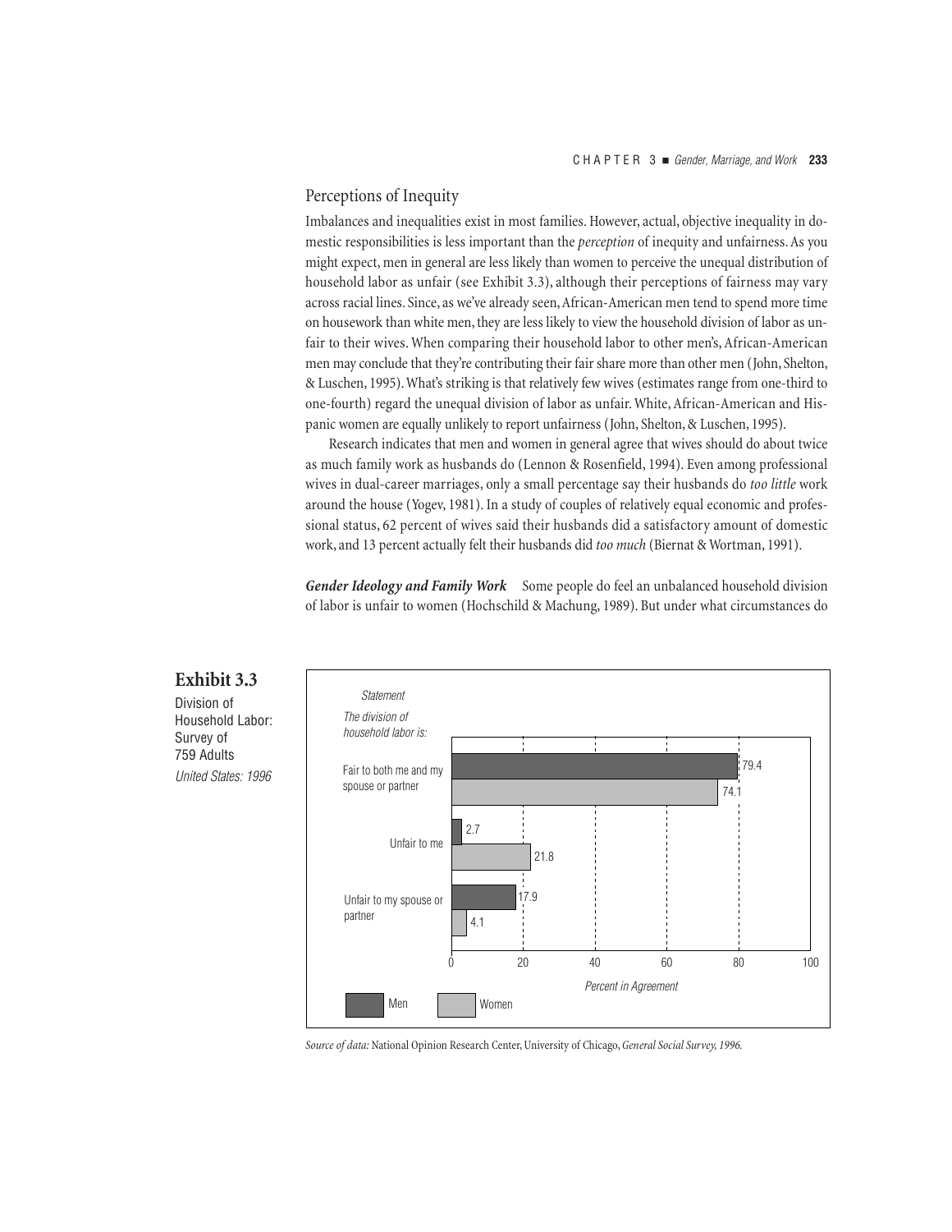## Perceptions of Inequity

Imbalances and inequalities exist in most families. However, actual, objective inequality in domestic responsibilities is less important than the *perception* of inequity and unfairness. As you might expect, men in general are less likely than women to perceive the unequal distribution of household labor as unfair (see Exhibit 3.3), although their perceptions of fairness may vary across racial lines. Since, as we've already seen, African-American men tend to spend more time on housework than white men, they are less likely to view the household division of labor as unfair to their wives. When comparing their household labor to other men's, African-American men may conclude that they're contributing their fair share more than other men (John, Shelton, & Luschen, 1995). What's striking is that relatively few wives (estimates range from one-third to one-fourth) regard the unequal division of labor as unfair. White, African-American and Hispanic women are equally unlikely to report unfairness (John, Shelton, & Luschen, 1995).

Research indicates that men and women in general agree that wives should do about twice as much family work as husbands do (Lennon & Rosenfield, 1994). Even among professional wives in dual-career marriages, only a small percentage say their husbands do *too little* work around the house (Yogev, 1981). In a study of couples of relatively equal economic and professional status, 62 percent of wives said their husbands did a satisfactory amount of domestic work, and 13 percent actually felt their husbands did *too much* (Biernat & Wortman, 1991).

***Gender Ideology and Family Work*** Some people do feel an unbalanced household division of labor is unfair to women (Hochschild & Machung, 1989). But under what circumstances do

**Exhibit 3.3**

Division of Household Labor: Survey of 759 Adults

*United States: 1996*

*Statement*

*The division of household labor is:*

Fair to both me and my spouse or partner — 79.4 — 74.1

Unfair to me — 2.7 — 21.8

Unfair to my spouse or partner — 17.9 — 4.1

0 20 40 60 80 100

*Percent in Agreement*

Men Women

*Source of data:* National Opinion Research Center, University of Chicago, *General Social Survey, 1996.*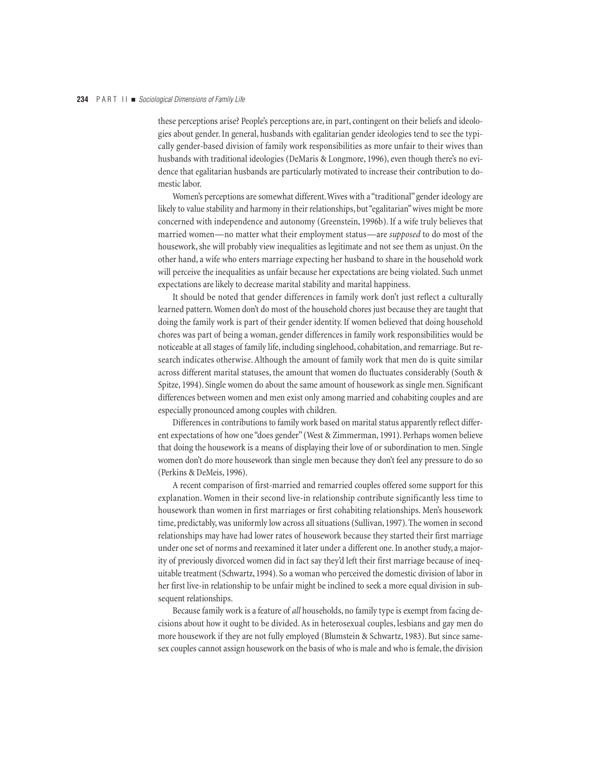these perceptions arise? People's perceptions are, in part, contingent on their beliefs and ideologies about gender. In general, husbands with egalitarian gender ideologies tend to see the typically gender-based division of family work responsibilities as more unfair to their wives than husbands with traditional ideologies (DeMaris & Longmore, 1996), even though there's no evidence that egalitarian husbands are particularly motivated to increase their contribution to domestic labor.

Women's perceptions are somewhat different. Wives with a "traditional" gender ideology are likely to value stability and harmony in their relationships, but "egalitarian" wives might be more concerned with independence and autonomy (Greenstein, 1996b). If a wife truly believes that married women—no matter what their employment status—are *supposed* to do most of the housework, she will probably view inequalities as legitimate and not see them as unjust. On the other hand, a wife who enters marriage expecting her husband to share in the household work will perceive the inequalities as unfair because her expectations are being violated. Such unmet expectations are likely to decrease marital stability and marital happiness.

It should be noted that gender differences in family work don't just reflect a culturally learned pattern. Women don't do most of the household chores just because they are taught that doing the family work is part of their gender identity. If women believed that doing household chores was part of being a woman, gender differences in family work responsibilities would be noticeable at all stages of family life, including singlehood, cohabitation, and remarriage. But research indicates otherwise. Although the amount of family work that men do is quite similar across different marital statuses, the amount that women do fluctuates considerably (South & Spitze, 1994). Single women do about the same amount of housework as single men. Significant differences between women and men exist only among married and cohabiting couples and are especially pronounced among couples with children.

Differences in contributions to family work based on marital status apparently reflect different expectations of how one "does gender" (West & Zimmerman, 1991). Perhaps women believe that doing the housework is a means of displaying their love of or subordination to men. Single women don't do more housework than single men because they don't feel any pressure to do so (Perkins & DeMeis, 1996).

A recent comparison of first-married and remarried couples offered some support for this explanation. Women in their second live-in relationship contribute significantly less time to housework than women in first marriages or first cohabiting relationships. Men's housework time, predictably, was uniformly low across all situations (Sullivan, 1997). The women in second relationships may have had lower rates of housework because they started their first marriage under one set of norms and reexamined it later under a different one. In another study, a majority of previously divorced women did in fact say they'd left their first marriage because of inequitable treatment (Schwartz, 1994). So a woman who perceived the domestic division of labor in her first live-in relationship to be unfair might be inclined to seek a more equal division in subsequent relationships.

Because family work is a feature of *all* households, no family type is exempt from facing decisions about how it ought to be divided. As in heterosexual couples, lesbians and gay men do more housework if they are not fully employed (Blumstein & Schwartz, 1983). But since same-sex couples cannot assign housework on the basis of who is male and who is female, the division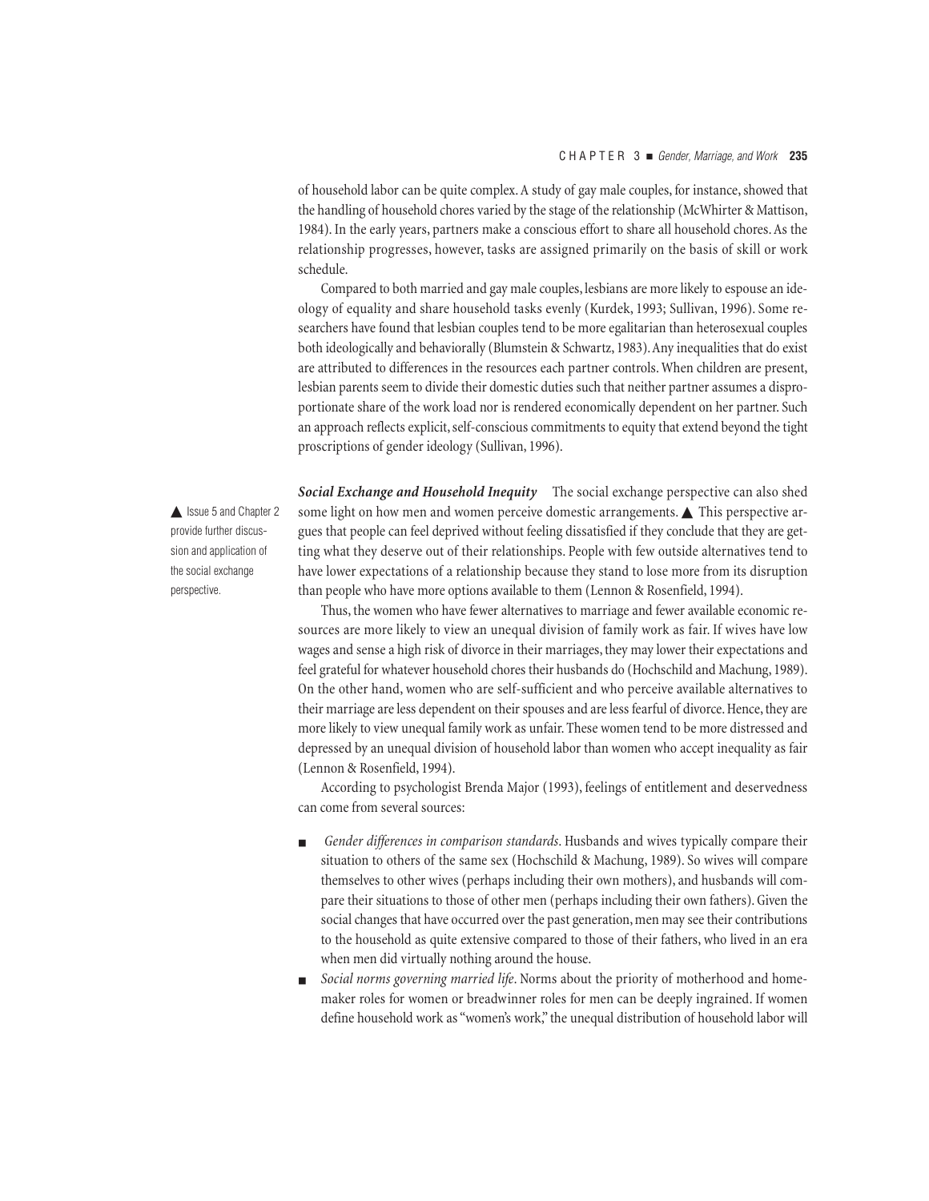of household labor can be quite complex. A study of gay male couples, for instance, showed that the handling of household chores varied by the stage of the relationship (McWhirter & Mattison, 1984). In the early years, partners make a conscious effort to share all household chores. As the relationship progresses, however, tasks are assigned primarily on the basis of skill or work schedule.

Compared to both married and gay male couples, lesbians are more likely to espouse an ideology of equality and share household tasks evenly (Kurdek, 1993; Sullivan, 1996). Some researchers have found that lesbian couples tend to be more egalitarian than heterosexual couples both ideologically and behaviorally (Blumstein & Schwartz, 1983). Any inequalities that do exist are attributed to differences in the resources each partner controls. When children are present, lesbian parents seem to divide their domestic duties such that neither partner assumes a disproportionate share of the work load nor is rendered economically dependent on her partner. Such an approach reflects explicit, self-conscious commitments to equity that extend beyond the tight proscriptions of gender ideology (Sullivan, 1996).

***Social Exchange and Household Inequity*** The social exchange perspective can also shed some light on how men and women perceive domestic arrangements. ▲ This perspective argues that people can feel deprived without feeling dissatisfied if they conclude that they are getting what they deserve out of their relationships. People with few outside alternatives tend to have lower expectations of a relationship because they stand to lose more from its disruption than people who have more options available to them (Lennon & Rosenfield, 1994).

▲ Issue 5 and Chapter 2 provide further discussion and application of the social exchange perspective.

Thus, the women who have fewer alternatives to marriage and fewer available economic resources are more likely to view an unequal division of family work as fair. If wives have low wages and sense a high risk of divorce in their marriages, they may lower their expectations and feel grateful for whatever household chores their husbands do (Hochschild and Machung, 1989). On the other hand, women who are self-sufficient and who perceive available alternatives to their marriage are less dependent on their spouses and are less fearful of divorce. Hence, they are more likely to view unequal family work as unfair. These women tend to be more distressed and depressed by an unequal division of household labor than women who accept inequality as fair (Lennon & Rosenfield, 1994).

According to psychologist Brenda Major (1993), feelings of entitlement and deservedness can come from several sources:

- *Gender differences in comparison standards*. Husbands and wives typically compare their situation to others of the same sex (Hochschild & Machung, 1989). So wives will compare themselves to other wives (perhaps including their own mothers), and husbands will compare their situations to those of other men (perhaps including their own fathers). Given the social changes that have occurred over the past generation, men may see their contributions to the household as quite extensive compared to those of their fathers, who lived in an era when men did virtually nothing around the house.
- *Social norms governing married life*. Norms about the priority of motherhood and homemaker roles for women or breadwinner roles for men can be deeply ingrained. If women define household work as "women's work," the unequal distribution of household labor will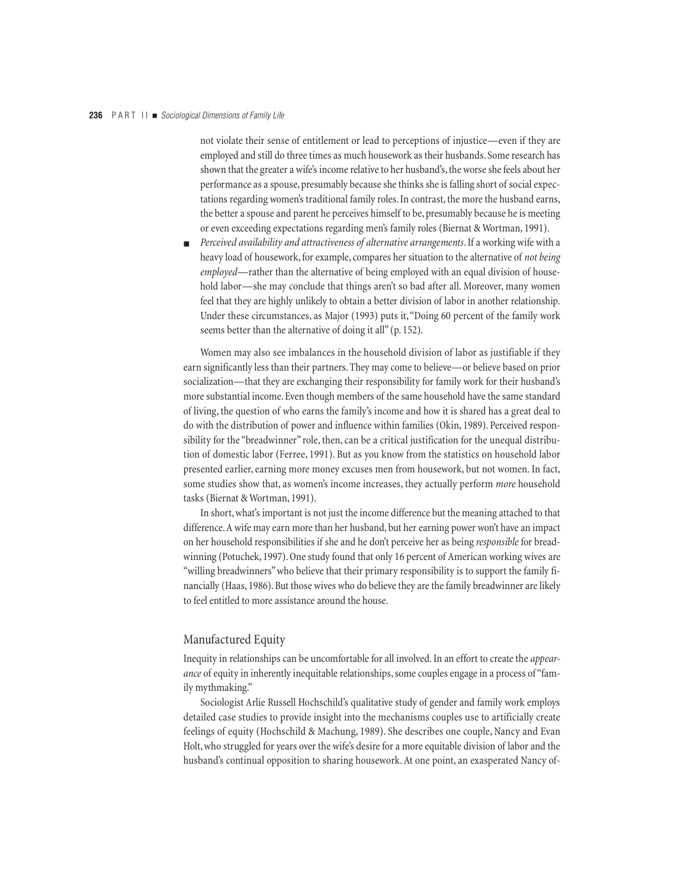not violate their sense of entitlement or lead to perceptions of injustice—even if they are employed and still do three times as much housework as their husbands. Some research has shown that the greater a wife's income relative to her husband's, the worse she feels about her performance as a spouse, presumably because she thinks she is falling short of social expectations regarding women's traditional family roles. In contrast, the more the husband earns, the better a spouse and parent he perceives himself to be, presumably because he is meeting or even exceeding expectations regarding men's family roles (Biernat & Wortman, 1991).

- *Perceived availability and attractiveness of alternative arrangements*. If a working wife with a heavy load of housework, for example, compares her situation to the alternative of *not being employed*—rather than the alternative of being employed with an equal division of household labor—she may conclude that things aren't so bad after all. Moreover, many women feel that they are highly unlikely to obtain a better division of labor in another relationship. Under these circumstances, as Major (1993) puts it, "Doing 60 percent of the family work seems better than the alternative of doing it all" (p. 152).

Women may also see imbalances in the household division of labor as justifiable if they earn significantly less than their partners. They may come to believe—or believe based on prior socialization—that they are exchanging their responsibility for family work for their husband's more substantial income. Even though members of the same household have the same standard of living, the question of who earns the family's income and how it is shared has a great deal to do with the distribution of power and influence within families (Okin, 1989). Perceived responsibility for the "breadwinner" role, then, can be a critical justification for the unequal distribution of domestic labor (Ferree, 1991). But as you know from the statistics on household labor presented earlier, earning more money excuses men from housework, but not women. In fact, some studies show that, as women's income increases, they actually perform *more* household tasks (Biernat & Wortman, 1991).

In short, what's important is not just the income difference but the meaning attached to that difference. A wife may earn more than her husband, but her earning power won't have an impact on her household responsibilities if she and he don't perceive her as being *responsible* for breadwinning (Potuchek, 1997). One study found that only 16 percent of American working wives are "willing breadwinners" who believe that their primary responsibility is to support the family financially (Haas, 1986). But those wives who do believe they are the family breadwinner are likely to feel entitled to more assistance around the house.

## Manufactured Equity

Inequity in relationships can be uncomfortable for all involved. In an effort to create the *appearance* of equity in inherently inequitable relationships, some couples engage in a process of "family mythmaking."

Sociologist Arlie Russell Hochschild's qualitative study of gender and family work employs detailed case studies to provide insight into the mechanisms couples use to artificially create feelings of equity (Hochschild & Machung, 1989). She describes one couple, Nancy and Evan Holt, who struggled for years over the wife's desire for a more equitable division of labor and the husband's continual opposition to sharing housework. At one point, an exasperated Nancy of-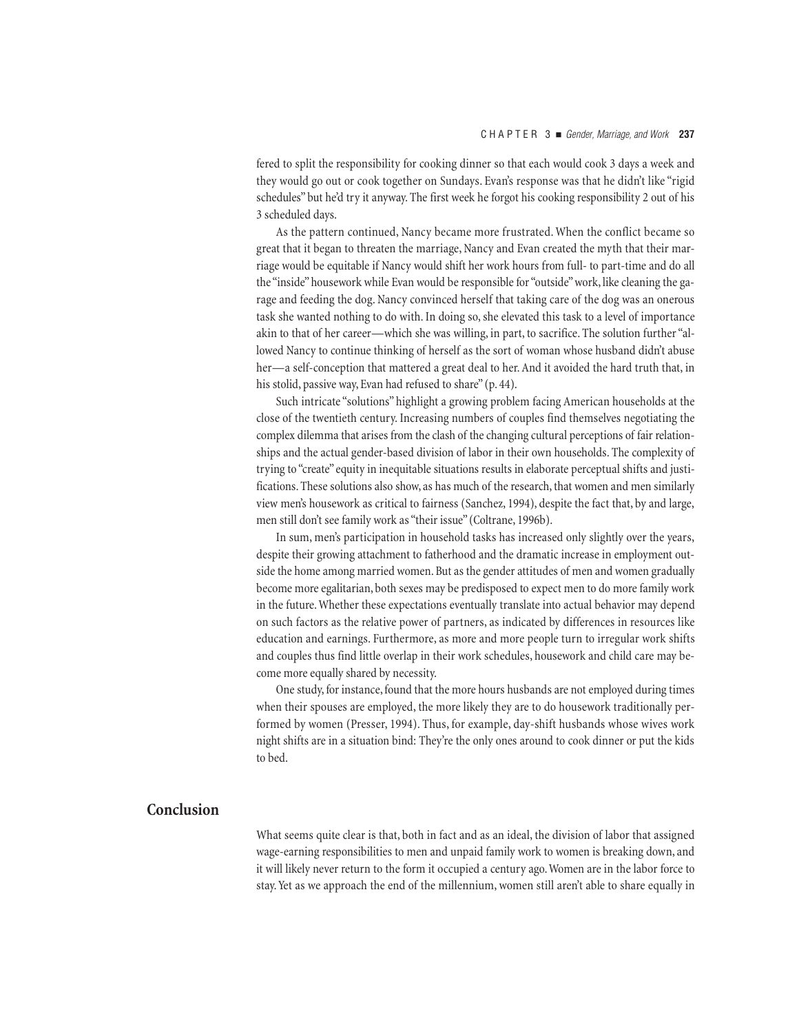fered to split the responsibility for cooking dinner so that each would cook 3 days a week and they would go out or cook together on Sundays. Evan's response was that he didn't like "rigid schedules" but he'd try it anyway. The first week he forgot his cooking responsibility 2 out of his 3 scheduled days.

As the pattern continued, Nancy became more frustrated. When the conflict became so great that it began to threaten the marriage, Nancy and Evan created the myth that their marriage would be equitable if Nancy would shift her work hours from full- to part-time and do all the "inside" housework while Evan would be responsible for "outside" work, like cleaning the garage and feeding the dog. Nancy convinced herself that taking care of the dog was an onerous task she wanted nothing to do with. In doing so, she elevated this task to a level of importance akin to that of her career—which she was willing, in part, to sacrifice. The solution further "allowed Nancy to continue thinking of herself as the sort of woman whose husband didn't abuse her—a self-conception that mattered a great deal to her. And it avoided the hard truth that, in his stolid, passive way, Evan had refused to share" (p. 44).

Such intricate "solutions" highlight a growing problem facing American households at the close of the twentieth century. Increasing numbers of couples find themselves negotiating the complex dilemma that arises from the clash of the changing cultural perceptions of fair relationships and the actual gender-based division of labor in their own households. The complexity of trying to "create" equity in inequitable situations results in elaborate perceptual shifts and justifications. These solutions also show, as has much of the research, that women and men similarly view men's housework as critical to fairness (Sanchez, 1994), despite the fact that, by and large, men still don't see family work as "their issue" (Coltrane, 1996b).

In sum, men's participation in household tasks has increased only slightly over the years, despite their growing attachment to fatherhood and the dramatic increase in employment outside the home among married women. But as the gender attitudes of men and women gradually become more egalitarian, both sexes may be predisposed to expect men to do more family work in the future. Whether these expectations eventually translate into actual behavior may depend on such factors as the relative power of partners, as indicated by differences in resources like education and earnings. Furthermore, as more and more people turn to irregular work shifts and couples thus find little overlap in their work schedules, housework and child care may become more equally shared by necessity.

One study, for instance, found that the more hours husbands are not employed during times when their spouses are employed, the more likely they are to do housework traditionally performed by women (Presser, 1994). Thus, for example, day-shift husbands whose wives work night shifts are in a situation bind: They're the only ones around to cook dinner or put the kids to bed.

## Conclusion

What seems quite clear is that, both in fact and as an ideal, the division of labor that assigned wage-earning responsibilities to men and unpaid family work to women is breaking down, and it will likely never return to the form it occupied a century ago. Women are in the labor force to stay. Yet as we approach the end of the millennium, women still aren't able to share equally in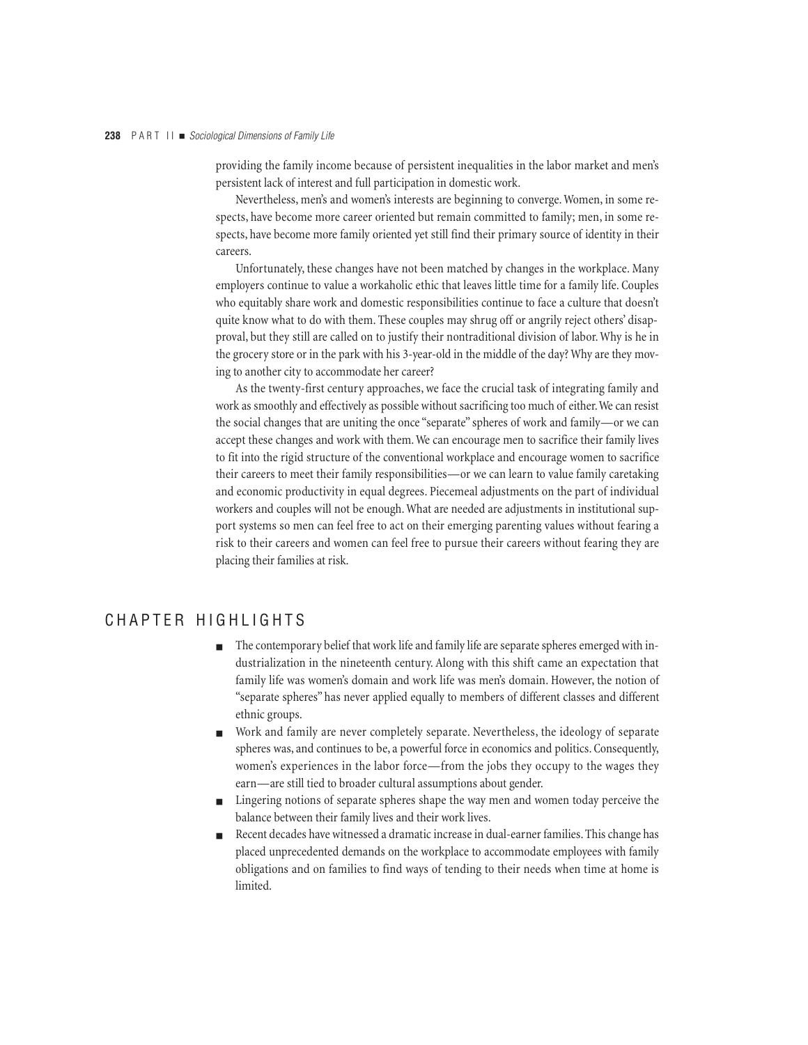providing the family income because of persistent inequalities in the labor market and men's persistent lack of interest and full participation in domestic work.

Nevertheless, men's and women's interests are beginning to converge. Women, in some respects, have become more career oriented but remain committed to family; men, in some respects, have become more family oriented yet still find their primary source of identity in their careers.

Unfortunately, these changes have not been matched by changes in the workplace. Many employers continue to value a workaholic ethic that leaves little time for a family life. Couples who equitably share work and domestic responsibilities continue to face a culture that doesn't quite know what to do with them. These couples may shrug off or angrily reject others' disapproval, but they still are called on to justify their nontraditional division of labor. Why is he in the grocery store or in the park with his 3-year-old in the middle of the day? Why are they moving to another city to accommodate her career?

As the twenty-first century approaches, we face the crucial task of integrating family and work as smoothly and effectively as possible without sacrificing too much of either. We can resist the social changes that are uniting the once "separate" spheres of work and family—or we can accept these changes and work with them. We can encourage men to sacrifice their family lives to fit into the rigid structure of the conventional workplace and encourage women to sacrifice their careers to meet their family responsibilities—or we can learn to value family caretaking and economic productivity in equal degrees. Piecemeal adjustments on the part of individual workers and couples will not be enough. What are needed are adjustments in institutional support systems so men can feel free to act on their emerging parenting values without fearing a risk to their careers and women can feel free to pursue their careers without fearing they are placing their families at risk.

## CHAPTER HIGHLIGHTS

- The contemporary belief that work life and family life are separate spheres emerged with industrialization in the nineteenth century. Along with this shift came an expectation that family life was women's domain and work life was men's domain. However, the notion of "separate spheres" has never applied equally to members of different classes and different ethnic groups.
- Work and family are never completely separate. Nevertheless, the ideology of separate spheres was, and continues to be, a powerful force in economics and politics. Consequently, women's experiences in the labor force—from the jobs they occupy to the wages they earn—are still tied to broader cultural assumptions about gender.
- Lingering notions of separate spheres shape the way men and women today perceive the balance between their family lives and their work lives.
- Recent decades have witnessed a dramatic increase in dual-earner families. This change has placed unprecedented demands on the workplace to accommodate employees with family obligations and on families to find ways of tending to their needs when time at home is limited.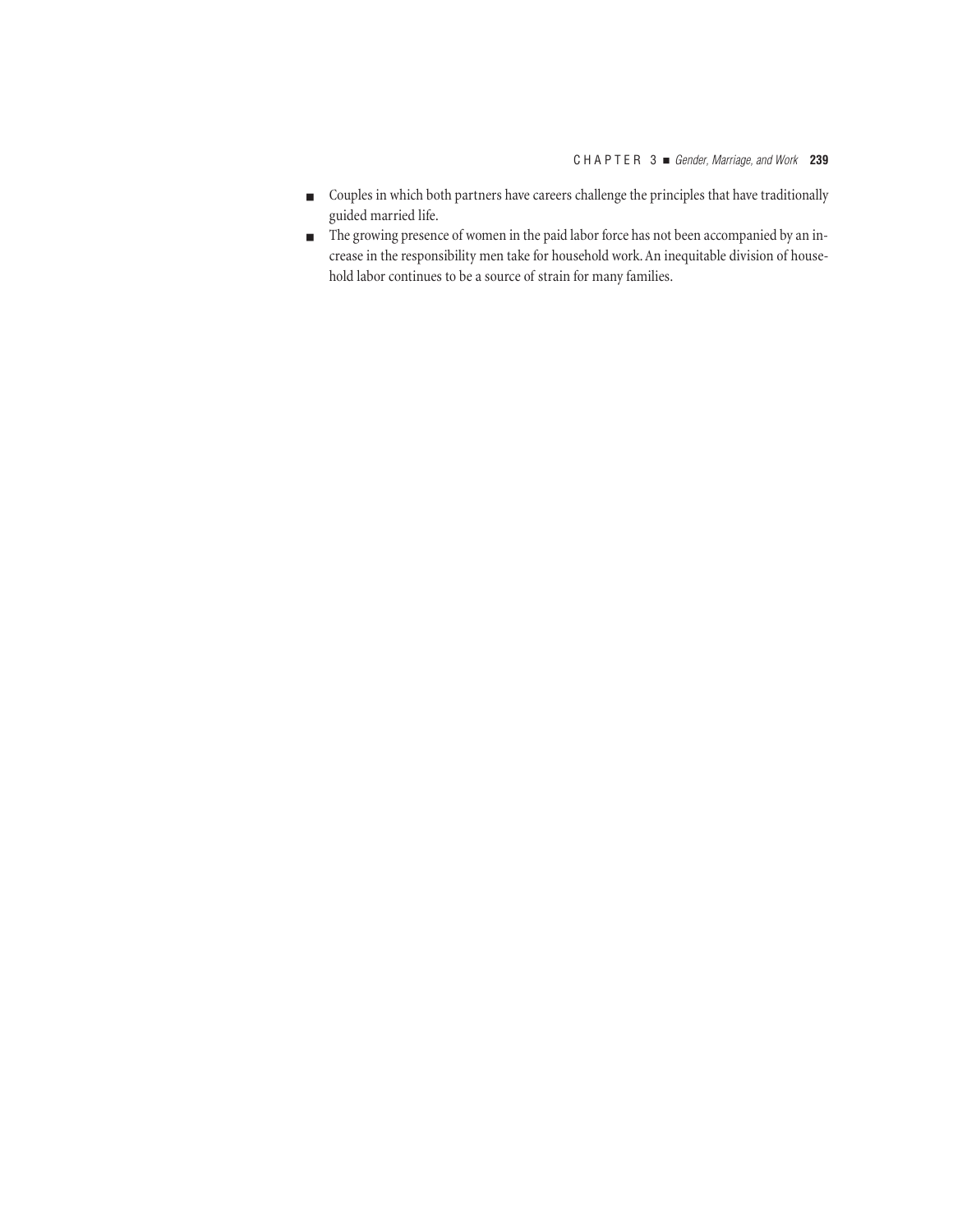- Couples in which both partners have careers challenge the principles that have traditionally guided married life.
- The growing presence of women in the paid labor force has not been accompanied by an increase in the responsibility men take for household work. An inequitable division of household labor continues to be a source of strain for many families.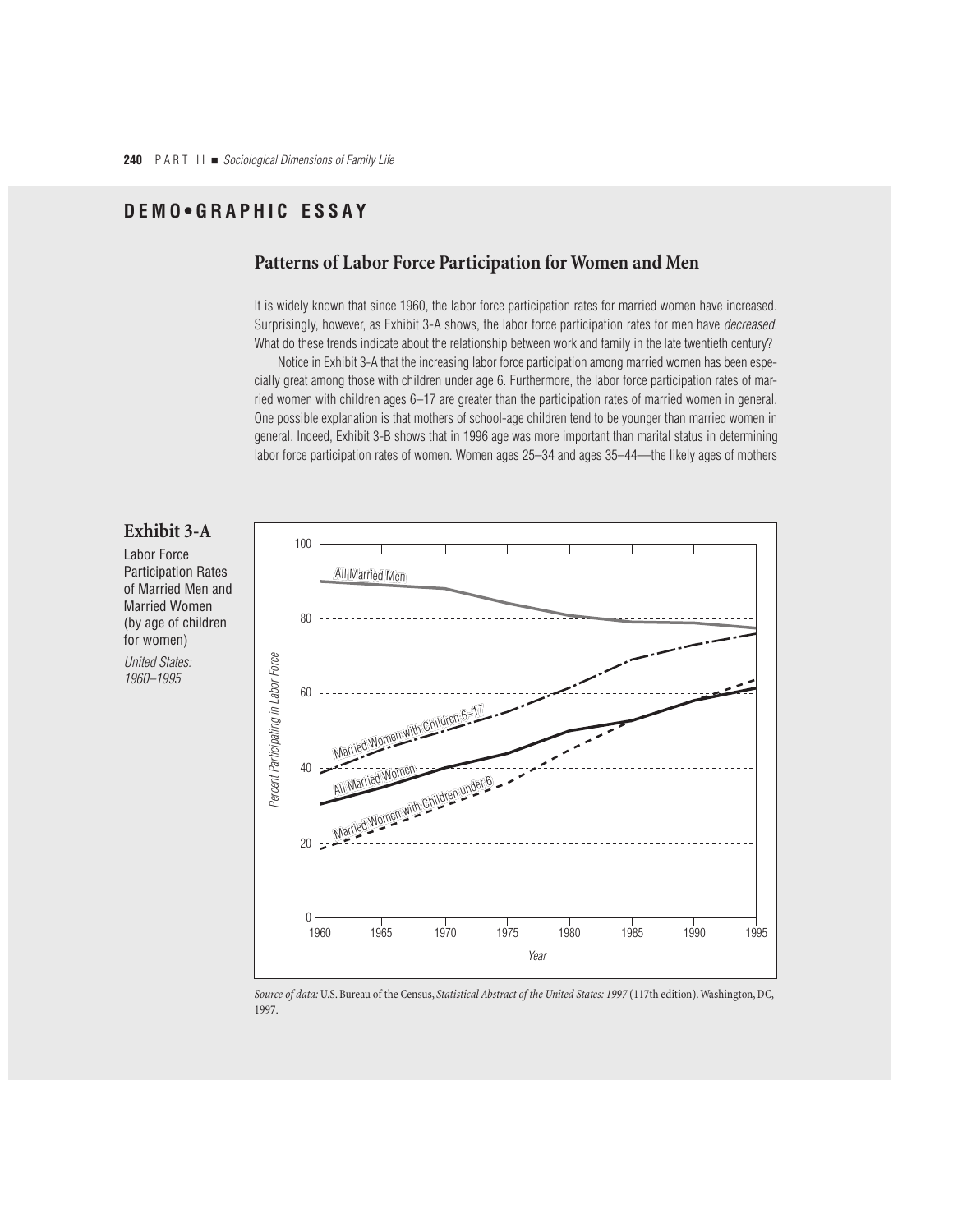## DEMO•GRAPHIC ESSAY

### Patterns of Labor Force Participation for Women and Men

It is widely known that since 1960, the labor force participation rates for married women have increased. Surprisingly, however, as Exhibit 3-A shows, the labor force participation rates for men have *decreased*. What do these trends indicate about the relationship between work and family in the late twentieth century?

Notice in Exhibit 3-A that the increasing labor force participation among married women has been especially great among those with children under age 6. Furthermore, the labor force participation rates of married women with children ages 6–17 are greater than the participation rates of married women in general. One possible explanation is that mothers of school-age children tend to be younger than married women in general. Indeed, Exhibit 3-B shows that in 1996 age was more important than marital status in determining labor force participation rates of women. Women ages 25–34 and ages 35–44—the likely ages of mothers

### Exhibit 3-A

Labor Force Participation Rates of Married Men and Married Women (by age of children for women)

*United States: 1960–1995*

All Married Men
Married Women with Children 6–17
All Married Women
Married Women with Children under 6

Percent Participating in Labor Force
0
20
40
60
80
100

Year
1960
1965
1970
1975
1980
1985
1990
1995

*Source of data:* U.S. Bureau of the Census, *Statistical Abstract of the United States: 1997* (117th edition). Washington, DC, 1997.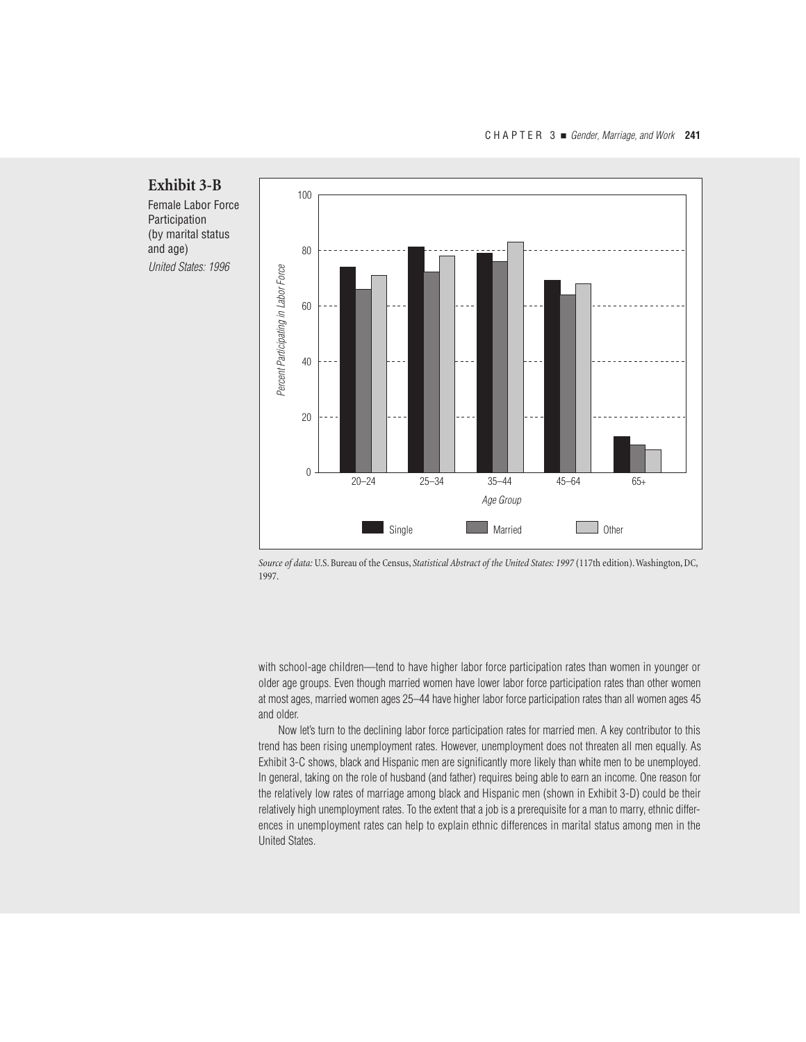## Exhibit 3-B

Female Labor Force Participation (by marital status and age)

*United States: 1996*

*Source of data:* U.S. Bureau of the Census, *Statistical Abstract of the United States: 1997* (117th edition). Washington, DC, 1997.

with school-age children—tend to have higher labor force participation rates than women in younger or older age groups. Even though married women have lower labor force participation rates than other women at most ages, married women ages 25–44 have higher labor force participation rates than all women ages 45 and older.

Now let's turn to the declining labor force participation rates for married men. A key contributor to this trend has been rising unemployment rates. However, unemployment does not threaten all men equally. As Exhibit 3-C shows, black and Hispanic men are significantly more likely than white men to be unemployed. In general, taking on the role of husband (and father) requires being able to earn an income. One reason for the relatively low rates of marriage among black and Hispanic men (shown in Exhibit 3-D) could be their relatively high unemployment rates. To the extent that a job is a prerequisite for a man to marry, ethnic differences in unemployment rates can help to explain ethnic differences in marital status among men in the United States.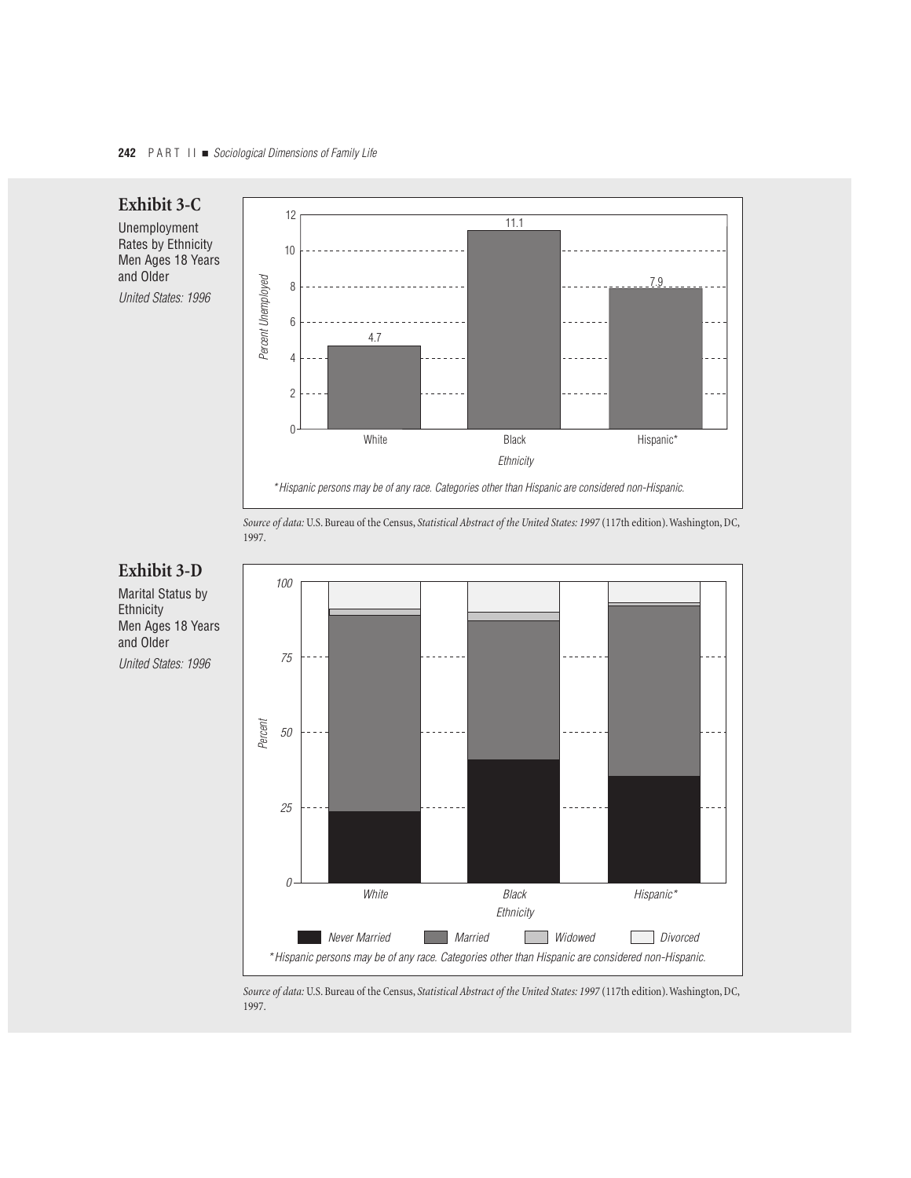## Exhibit 3-C

Unemployment Rates by Ethnicity Men Ages 18 Years and Older

*United States: 1996*

12
10
8
6
4
2
0

*Percent Unemployed*

4.7
11.1
7.9

White
Black
Hispanic*

*Ethnicity*

*\*Hispanic persons may be of any race. Categories other than Hispanic are considered non-Hispanic.*

*Source of data:* U.S. Bureau of the Census, *Statistical Abstract of the United States: 1997* (117th edition). Washington, DC, 1997.

## Exhibit 3-D

Marital Status by Ethnicity Men Ages 18 Years and Older

*United States: 1996*

*100*
*75*
*50*
*25*
*0*

*Percent*

*White*
*Black*
*Hispanic\**

*Ethnicity*

*Never Married* *Married* *Widowed* *Divorced*

*\*Hispanic persons may be of any race. Categories other than Hispanic are considered non-Hispanic.*

*Source of data:* U.S. Bureau of the Census, *Statistical Abstract of the United States: 1997* (117th edition). Washington, DC, 1997.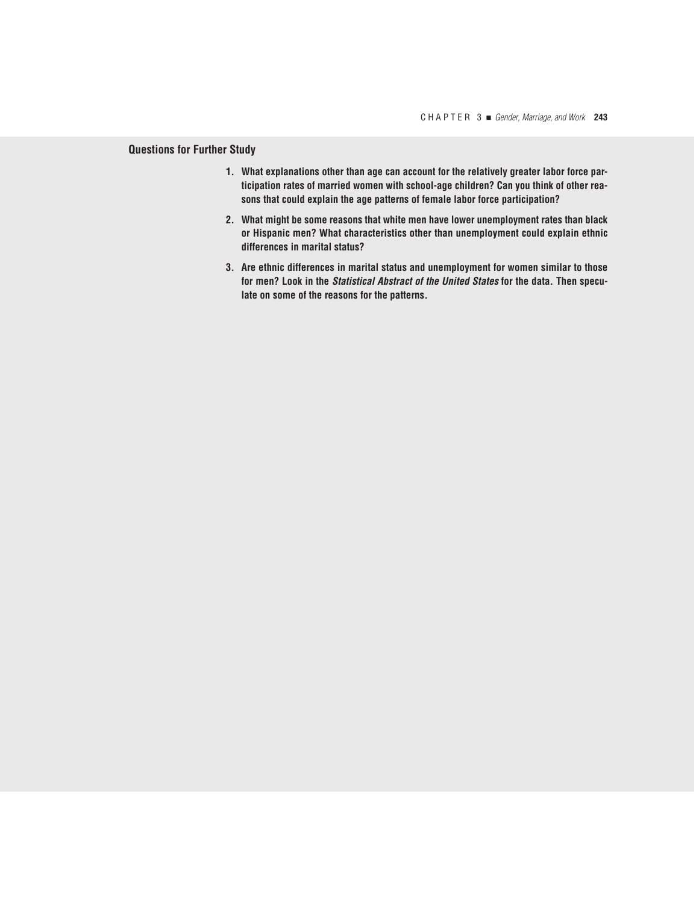### Questions for Further Study

1. **What explanations other than age can account for the relatively greater labor force participation rates of married women with school-age children? Can you think of other reasons that could explain the age patterns of female labor force participation?**

2. **What might be some reasons that white men have lower unemployment rates than black or Hispanic men? What characteristics other than unemployment could explain ethnic differences in marital status?**

3. **Are ethnic differences in marital status and unemployment for women similar to those for men? Look in the *Statistical Abstract of the United States* for the data. Then speculate on some of the reasons for the patterns.**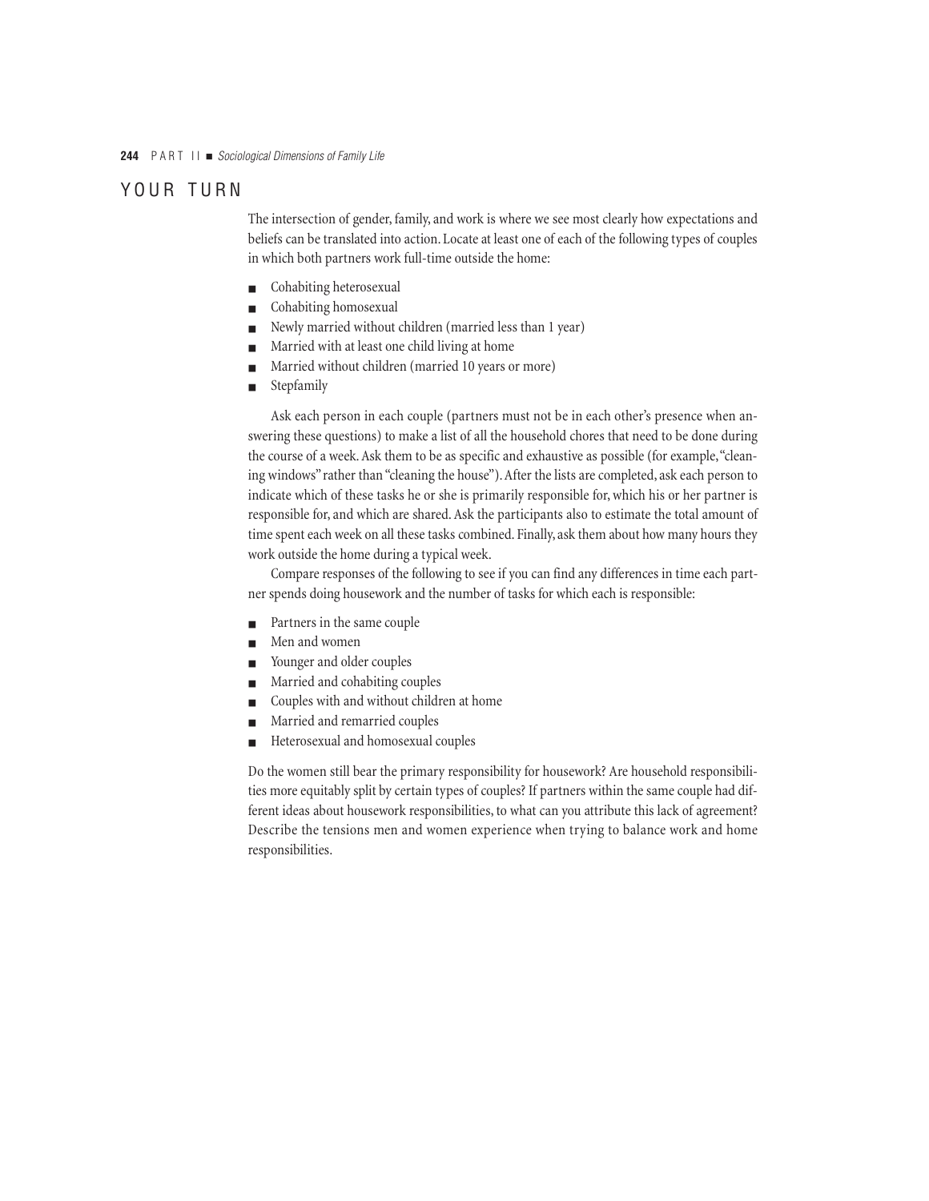## YOUR TURN

The intersection of gender, family, and work is where we see most clearly how expectations and beliefs can be translated into action. Locate at least one of each of the following types of couples in which both partners work full-time outside the home:

- Cohabiting heterosexual
- Cohabiting homosexual
- Newly married without children (married less than 1 year)
- Married with at least one child living at home
- Married without children (married 10 years or more)
- Stepfamily

Ask each person in each couple (partners must not be in each other's presence when answering these questions) to make a list of all the household chores that need to be done during the course of a week. Ask them to be as specific and exhaustive as possible (for example, "cleaning windows" rather than "cleaning the house"). After the lists are completed, ask each person to indicate which of these tasks he or she is primarily responsible for, which his or her partner is responsible for, and which are shared. Ask the participants also to estimate the total amount of time spent each week on all these tasks combined. Finally, ask them about how many hours they work outside the home during a typical week.

Compare responses of the following to see if you can find any differences in time each partner spends doing housework and the number of tasks for which each is responsible:

- Partners in the same couple
- Men and women
- Younger and older couples
- Married and cohabiting couples
- Couples with and without children at home
- Married and remarried couples
- Heterosexual and homosexual couples

Do the women still bear the primary responsibility for housework? Are household responsibilities more equitably split by certain types of couples? If partners within the same couple had different ideas about housework responsibilities, to what can you attribute this lack of agreement? Describe the tensions men and women experience when trying to balance work and home responsibilities.